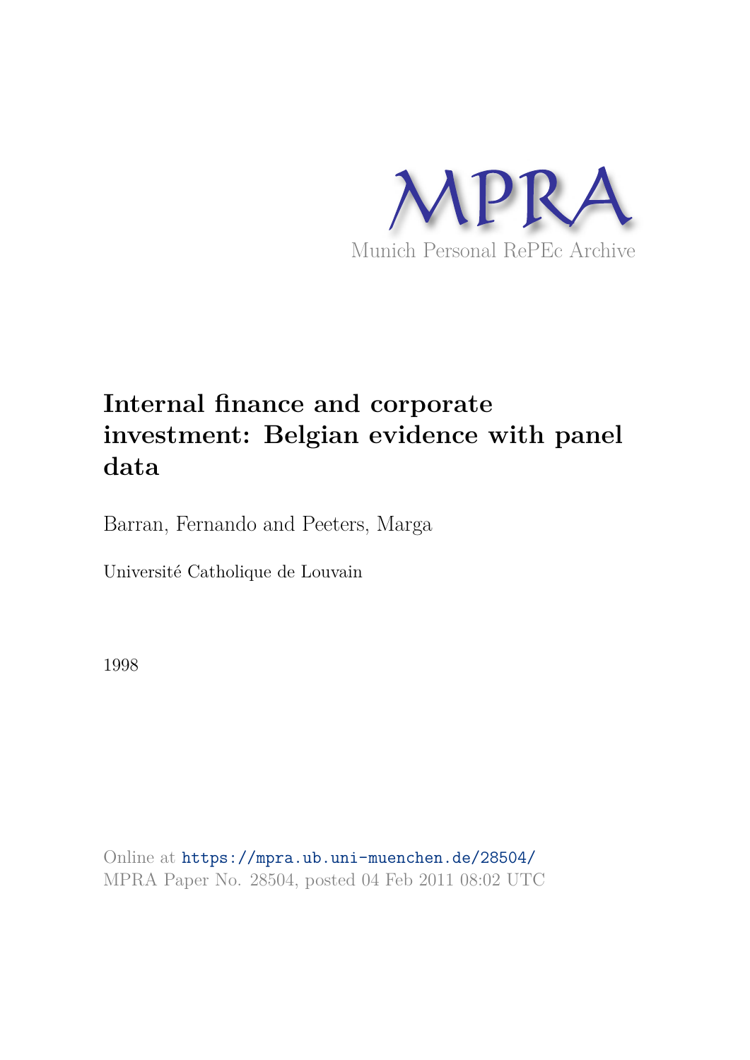MPRA

Munich Personal RePEc Archive

# Internal finance and corporate investment: Belgian evidence with panel data

Barran, Fernando and Peeters, Marga

Université Catholique de Louvain

1998

Online at https://mpra.ub.uni-muenchen.de/28504/
MPRA Paper No. 28504, posted 04 Feb 2011 08:02 UTC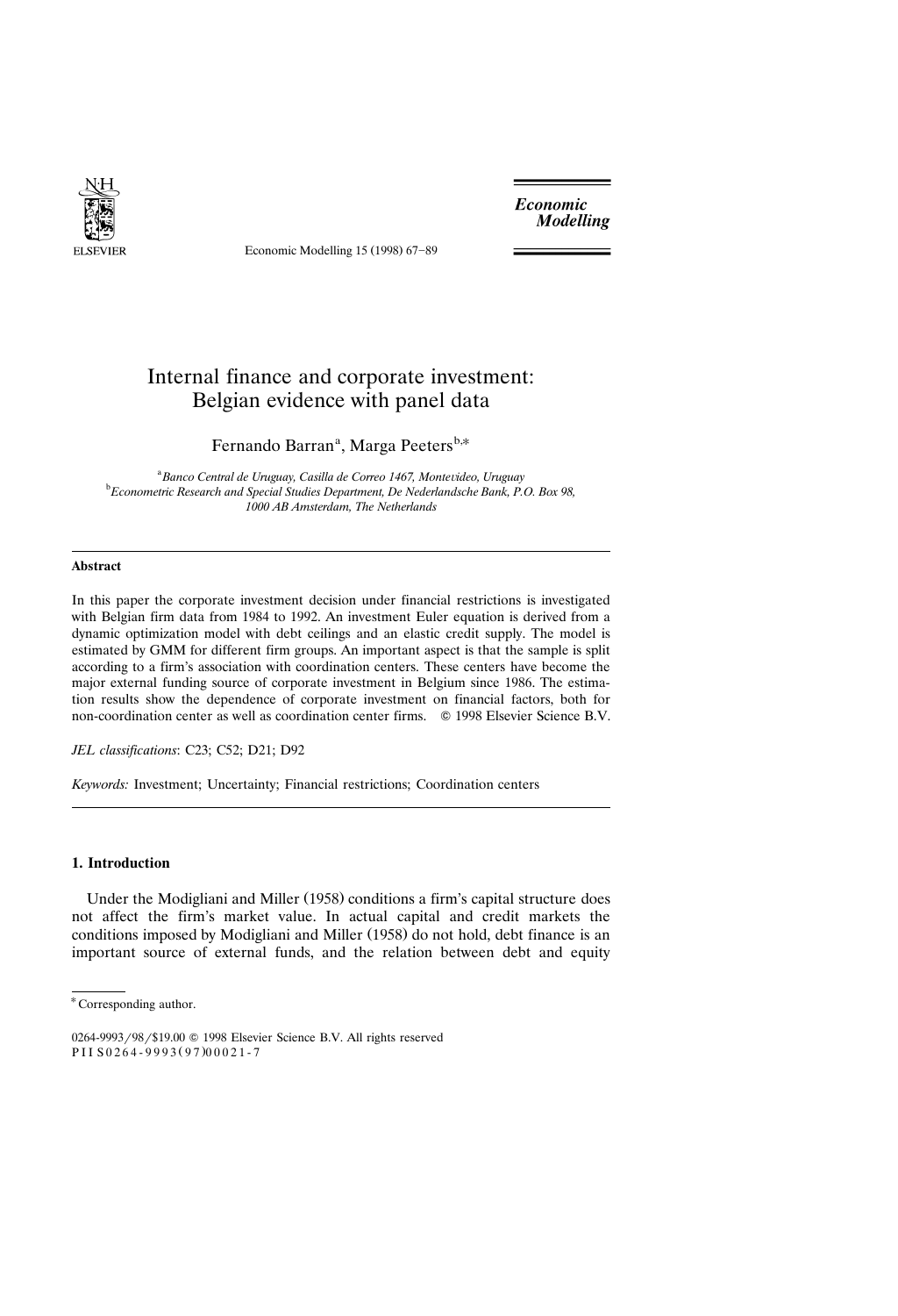# Internal finance and corporate investment: Belgian evidence with panel data

Fernando Barran[a], Marga Peeters[b,*]

[a] *Banco Central de Uruguay, Casilla de Correo 1467, Montevideo, Uruguay*
[b] *Econometric Research and Special Studies Department, De Nederlandsche Bank, P.O. Box 98, 1000 AB Amsterdam, The Netherlands*

---

### Abstract

In this paper the corporate investment decision under financial restrictions is investigated with Belgian firm data from 1984 to 1992. An investment Euler equation is derived from a dynamic optimization model with debt ceilings and an elastic credit supply. The model is estimated by GMM for different firm groups. An important aspect is that the sample is split according to a firm's association with coordination centers. These centers have become the major external funding source of corporate investment in Belgium since 1986. The estimation results show the dependence of corporate investment on financial factors, both for non-coordination center as well as coordination center firms. © 1998 Elsevier Science B.V.

*JEL classifications*: C23; C52; D21; D92

*Keywords:* Investment; Uncertainty; Financial restrictions; Coordination centers

---

## 1. Introduction

Under the Modigliani and Miller (1958) conditions a firm's capital structure does not affect the firm's market value. In actual capital and credit markets the conditions imposed by Modigliani and Miller (1958) do not hold, debt finance is an important source of external funds, and the relation between debt and equity

---

* Corresponding author.

0264-9993/98/$19.00 © 1998 Elsevier Science B.V. All rights reserved
PII S0264-9993(97)00021-7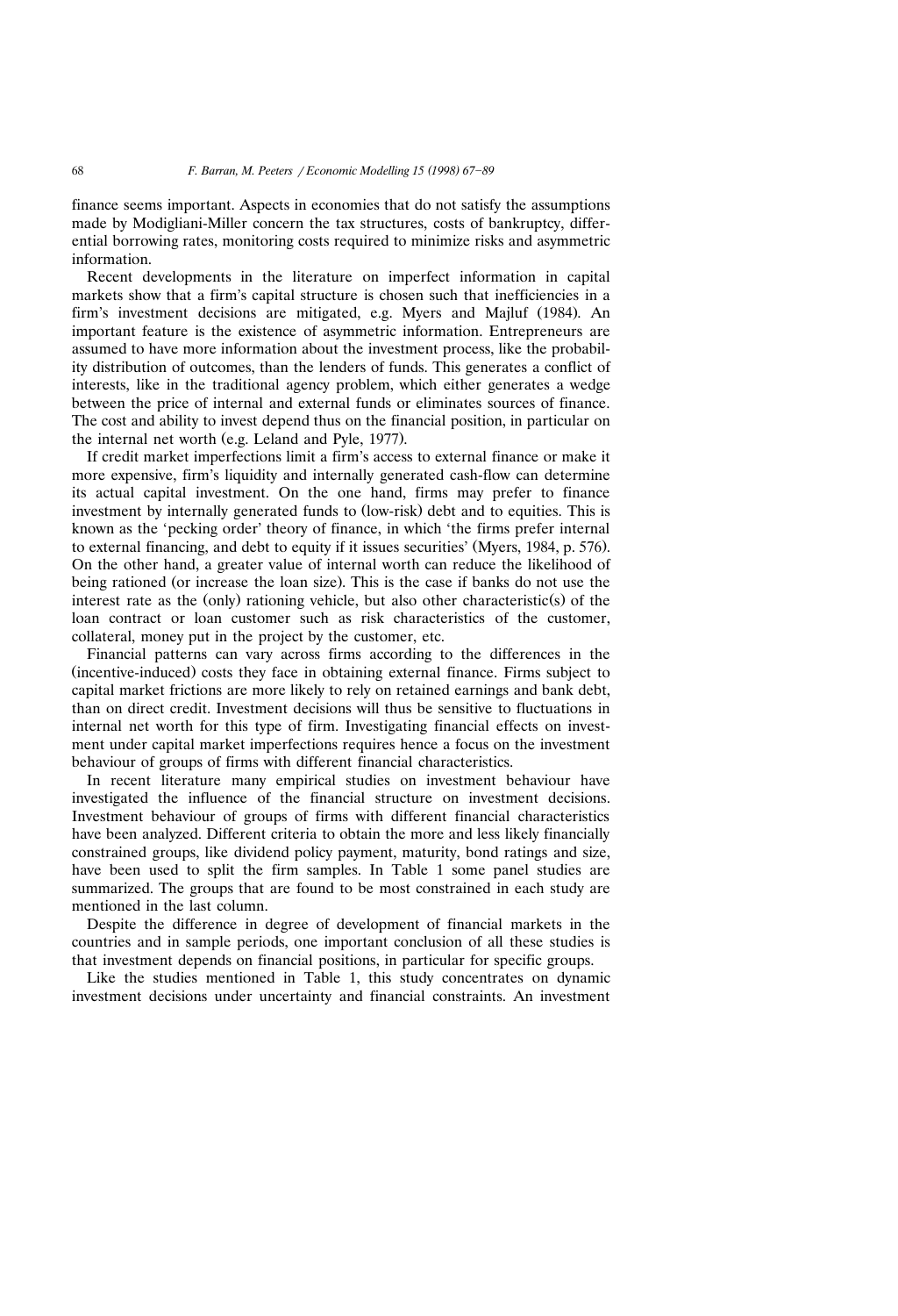finance seems important. Aspects in economies that do not satisfy the assumptions made by Modigliani-Miller concern the tax structures, costs of bankruptcy, differential borrowing rates, monitoring costs required to minimize risks and asymmetric information.

Recent developments in the literature on imperfect information in capital markets show that a firm's capital structure is chosen such that inefficiencies in a firm's investment decisions are mitigated, e.g. Myers and Majluf (1984). An important feature is the existence of asymmetric information. Entrepreneurs are assumed to have more information about the investment process, like the probability distribution of outcomes, than the lenders of funds. This generates a conflict of interests, like in the traditional agency problem, which either generates a wedge between the price of internal and external funds or eliminates sources of finance. The cost and ability to invest depend thus on the financial position, in particular on the internal net worth (e.g. Leland and Pyle, 1977).

If credit market imperfections limit a firm's access to external finance or make it more expensive, firm's liquidity and internally generated cash-flow can determine its actual capital investment. On the one hand, firms may prefer to finance investment by internally generated funds to (low-risk) debt and to equities. This is known as the 'pecking order' theory of finance, in which 'the firms prefer internal to external financing, and debt to equity if it issues securities' (Myers, 1984, p. 576). On the other hand, a greater value of internal worth can reduce the likelihood of being rationed (or increase the loan size). This is the case if banks do not use the interest rate as the (only) rationing vehicle, but also other characteristic(s) of the loan contract or loan customer such as risk characteristics of the customer, collateral, money put in the project by the customer, etc.

Financial patterns can vary across firms according to the differences in the (incentive-induced) costs they face in obtaining external finance. Firms subject to capital market frictions are more likely to rely on retained earnings and bank debt, than on direct credit. Investment decisions will thus be sensitive to fluctuations in internal net worth for this type of firm. Investigating financial effects on investment under capital market imperfections requires hence a focus on the investment behaviour of groups of firms with different financial characteristics.

In recent literature many empirical studies on investment behaviour have investigated the influence of the financial structure on investment decisions. Investment behaviour of groups of firms with different financial characteristics have been analyzed. Different criteria to obtain the more and less likely financially constrained groups, like dividend policy payment, maturity, bond ratings and size, have been used to split the firm samples. In Table 1 some panel studies are summarized. The groups that are found to be most constrained in each study are mentioned in the last column.

Despite the difference in degree of development of financial markets in the countries and in sample periods, one important conclusion of all these studies is that investment depends on financial positions, in particular for specific groups.

Like the studies mentioned in Table 1, this study concentrates on dynamic investment decisions under uncertainty and financial constraints. An investment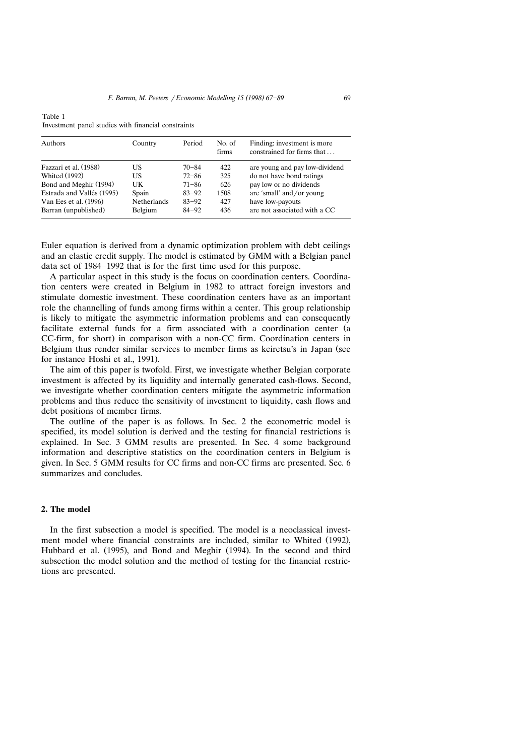Table 1
Investment panel studies with financial constraints

| Authors | Country | Period | No. of firms | Finding: investment is more constrained for firms that ... |
|---|---|---|---|---|
| Fazzari et al. (1988) | US | 70–84 | 422 | are young and pay low-dividend |
| Whited (1992) | US | 72–86 | 325 | do not have bond ratings |
| Bond and Meghir (1994) | UK | 71–86 | 626 | pay low or no dividends |
| Estrada and Vallés (1995) | Spain | 83–92 | 1508 | are 'small' and/or young |
| Van Ees et al. (1996) | Netherlands | 83–92 | 427 | have low-payouts |
| Barran (unpublished) | Belgium | 84–92 | 436 | are not associated with a CC |

Euler equation is derived from a dynamic optimization problem with debt ceilings and an elastic credit supply. The model is estimated by GMM with a Belgian panel data set of 1984–1992 that is for the first time used for this purpose.

A particular aspect in this study is the focus on coordination centers. Coordination centers were created in Belgium in 1982 to attract foreign investors and stimulate domestic investment. These coordination centers have as an important role the channelling of funds among firms within a center. This group relationship is likely to mitigate the asymmetric information problems and can consequently facilitate external funds for a firm associated with a coordination center (a CC-firm, for short) in comparison with a non-CC firm. Coordination centers in Belgium thus render similar services to member firms as keiretsu's in Japan (see for instance Hoshi et al., 1991).

The aim of this paper is twofold. First, we investigate whether Belgian corporate investment is affected by its liquidity and internally generated cash-flows. Second, we investigate whether coordination centers mitigate the asymmetric information problems and thus reduce the sensitivity of investment to liquidity, cash flows and debt positions of member firms.

The outline of the paper is as follows. In Sec. 2 the econometric model is specified, its model solution is derived and the testing for financial restrictions is explained. In Sec. 3 GMM results are presented. In Sec. 4 some background information and descriptive statistics on the coordination centers in Belgium is given. In Sec. 5 GMM results for CC firms and non-CC firms are presented. Sec. 6 summarizes and concludes.

## 2. The model

In the first subsection a model is specified. The model is a neoclassical investment model where financial constraints are included, similar to Whited (1992), Hubbard et al. (1995), and Bond and Meghir (1994). In the second and third subsection the model solution and the method of testing for the financial restrictions are presented.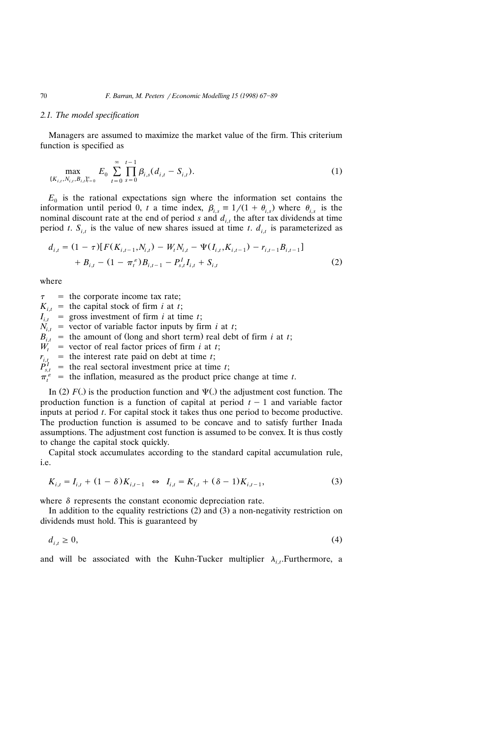### 2.1. The model specification

Managers are assumed to maximize the market value of the firm. This criterium function is specified as

$$\max_{\{K_{i,t},N_{i,t},B_{i,t}\}_{t=0}^{\infty}} E_0 \sum_{t=0}^{\infty} \prod_{s=0}^{t-1} \beta_{i,s}(d_{i,t} - S_{i,t}). \tag{1}$$

$E_0$ is the rational expectations sign where the information set contains the information until period 0, $t$ a time index, $\beta_{i,s} \equiv 1/(1+\theta_{i,s})$ where $\theta_{i,s}$ is the nominal discount rate at the end of period $s$ and $d_{i,t}$ the after tax dividends at time period $t$. $S_{i,t}$ is the value of new shares issued at time $t$. $d_{i,t}$ is parameterized as

$$\begin{aligned} d_{i,t} = {} & (1-\tau)[F(K_{i,t-1},N_{i,t}) - W_t N_{i,t} - \Psi(I_{i,t},K_{i,t-1}) - r_{i,t-1}B_{i,t-1}] \\ & + B_{i,t} - (1-\pi_t^{\varepsilon})B_{i,t-1} - P_{s,t}^I I_{i,t} + S_{i,t} \end{aligned} \tag{2}$$

where

- $\tau$ = the corporate income tax rate;
- $K_{i,t}$ = the capital stock of firm $i$ at $t$;
- $I_{i,t}$ = gross investment of firm $i$ at time $t$;
- $N_{i,t}$ = vector of variable factor inputs by firm $i$ at $t$;
- $B_{i,t}$ = the amount of (long and short term) real debt of firm $i$ at $t$;
- $W_t$ = vector of real factor prices of firm $i$ at $t$;
- $r_{i,t}$ = the interest rate paid on debt at time $t$;
- $P_{s,t}^I$ = the real sectoral investment price at time $t$;
- $\pi_t^{\varepsilon}$ = the inflation, measured as the product price change at time $t$.

In (2) $F(.)$ is the production function and $\Psi(.)$ the adjustment cost function. The production function is a function of capital at period $t-1$ and variable factor inputs at period $t$. For capital stock it takes thus one period to become productive. The production function is assumed to be concave and to satisfy further Inada assumptions. The adjustment cost function is assumed to be convex. It is thus costly to change the capital stock quickly.

Capital stock accumulates according to the standard capital accumulation rule, i.e.

$$K_{i,t} = I_{i,t} + (1-\delta)K_{i,t-1} \iff I_{i,t} = K_{i,t} + (\delta - 1)K_{i,t-1}, \tag{3}$$

where $\delta$ represents the constant economic depreciation rate.

In addition to the equality restrictions (2) and (3) a non-negativity restriction on dividends must hold. This is guaranteed by

$$d_{i,t} \geq 0, \tag{4}$$

and will be associated with the Kuhn-Tucker multiplier $\lambda_{i,t}$.Furthermore, a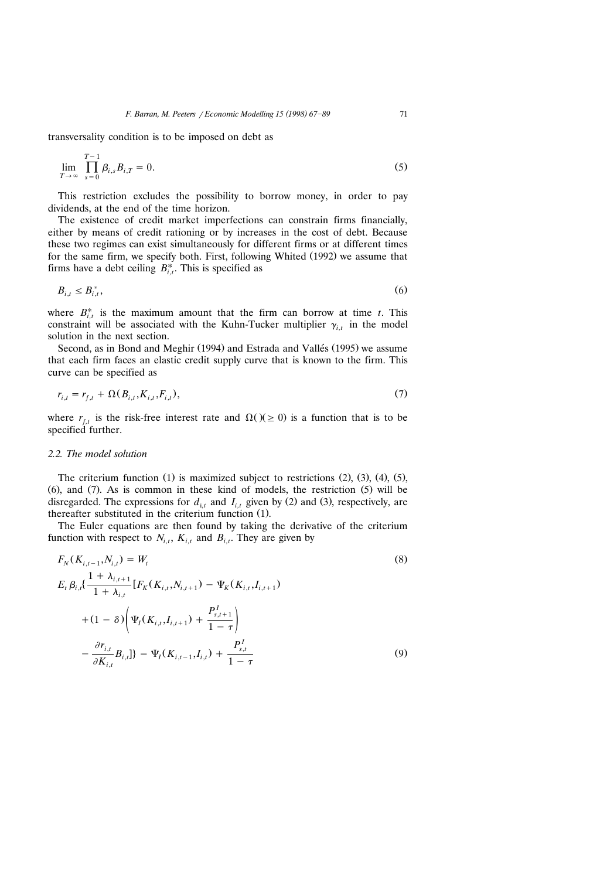transversality condition is to be imposed on debt as

$$\lim_{T \to \infty} \prod_{s=0}^{T-1} \beta_{i,s} B_{i,T} = 0. \tag{5}$$

This restriction excludes the possibility to borrow money, in order to pay dividends, at the end of the time horizon.

The existence of credit market imperfections can constrain firms financially, either by means of credit rationing or by increases in the cost of debt. Because these two regimes can exist simultaneously for different firms or at different times for the same firm, we specify both. First, following Whited (1992) we assume that firms have a debt ceiling $B_{i,t}^*$. This is specified as

$$B_{i,t} \leq B_{i,t}^*, \tag{6}$$

where $B_{i,t}^*$ is the maximum amount that the firm can borrow at time $t$. This constraint will be associated with the Kuhn-Tucker multiplier $\gamma_{i,t}$ in the model solution in the next section.

Second, as in Bond and Meghir (1994) and Estrada and Vallés (1995) we assume that each firm faces an elastic credit supply curve that is known to the firm. This curve can be specified as

$$r_{i,t} = r_{f,t} + \Omega(B_{i,t}, K_{i,t}, F_{i,t}), \tag{7}$$

where $r_{f,t}$ is the risk-free interest rate and $\Omega()(\geq 0)$ is a function that is to be specified further.

### 2.2. The model solution

The criterium function (1) is maximized subject to restrictions (2), (3), (4), (5), (6), and (7). As is common in these kind of models, the restriction (5) will be disregarded. The expressions for $d_{i,t}$ and $I_{i,t}$ given by (2) and (3), respectively, are thereafter substituted in the criterium function (1).

The Euler equations are then found by taking the derivative of the criterium function with respect to $N_{i,t}$, $K_{i,t}$ and $B_{i,t}$. They are given by

$$F_N(K_{i,t-1}, N_{i,t}) = W_t \tag{8}$$

$$\begin{aligned} E_t \beta_{i,t} \{ \frac{1 + \lambda_{i,t+1}}{1 + \lambda_{i,t}} [ & F_K(K_{i,t}, N_{i,t+1}) - \Psi_K(K_{i,t}, I_{i,t+1}) \\ & + (1 - \delta) \left( \Psi_I(K_{i,t}, I_{i,t+1}) + \frac{P_{s,t+1}^I}{1 - \tau} \right) \\ & - \frac{\partial r_{i,t}}{\partial K_{i,t}} B_{i,t} ] \} = \Psi_I(K_{i,t-1}, I_{i,t}) + \frac{P_{s,t}^I}{1 - \tau} \end{aligned} \tag{9}$$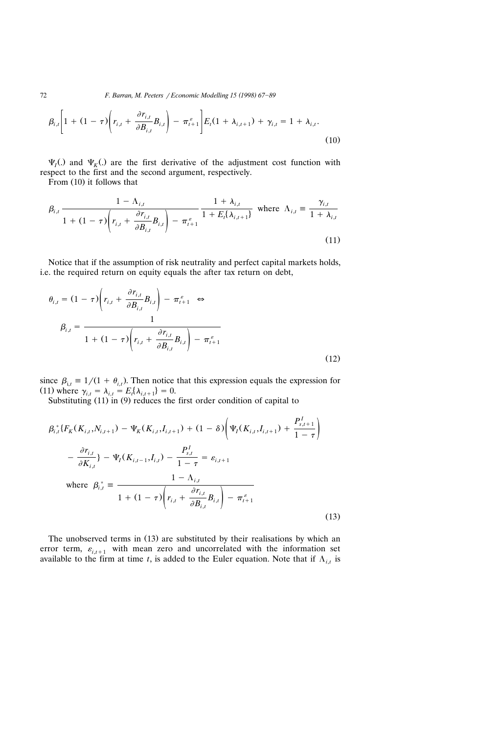$$\beta_{i,t}\left[1+(1-\tau)\left(r_{i,t}+\frac{\partial r_{i,t}}{\partial B_{i,t}}B_{i,t}\right)-\pi^{\varepsilon}_{t+1}\right]E_t(1+\lambda_{i,t+1})+\gamma_{i,t}=1+\lambda_{i,t}. \tag{10}$$

$\Psi_I(.)$ and $\Psi_K(.)$ are the first derivative of the adjustment cost function with respect to the first and the second argument, respectively.

From (10) it follows that

$$\beta_{i,t}\frac{1-\Lambda_{i,t}}{1+(1-\tau)\left(r_{i,t}+\frac{\partial r_{i,t}}{\partial B_{i,t}}B_{i,t}\right)-\pi^{\varepsilon}_{t+1}}\frac{1+\lambda_{i,t}}{1+E_t\{\lambda_{i,t+1}\}} \text{ where } \Lambda_{i,t}\equiv\frac{\gamma_{i,t}}{1+\lambda_{i,t}} \tag{11}$$

Notice that if the assumption of risk neutrality and perfect capital markets holds, i.e. the required return on equity equals the after tax return on debt,

$$\theta_{i,t}=(1-\tau)\left(r_{i,t}+\frac{\partial r_{i,t}}{\partial B_{i,t}}B_{i,t}\right)-\pi^{\varepsilon}_{t+1} \quad\Leftrightarrow$$
$$\beta_{i,t}=\frac{1}{1+(1-\tau)\left(r_{i,t}+\frac{\partial r_{i,t}}{\partial B_{i,t}}B_{i,t}\right)-\pi^{\varepsilon}_{t+1}} \tag{12}$$

since $\beta_{i,t}\equiv 1/(1+\theta_{i,t})$. Then notice that this expression equals the expression for (11) where $\gamma_{i,t}=\lambda_{i,t}=E_t\{\lambda_{i,t+1}\}=0$.

Substituting (11) in (9) reduces the first order condition of capital to

$$\beta^{*}_{i,t}\{F_K(K_{i,t},N_{i,t+1})-\Psi_K(K_{i,t},I_{i,t+1})+(1-\delta)\left(\Psi_I(K_{i,t},I_{i,t+1})+\frac{P^{I}_{s,t+1}}{1-\tau}\right)$$
$$-\frac{\partial r_{i,t}}{\partial K_{i,t}}\}-\Psi_I(K_{i,t-1},I_{i,t})-\frac{P^{I}_{s,t}}{1-\tau}=\varepsilon_{i,t+1}$$
$$\text{where }\beta^{*}_{i,t}\equiv\frac{1-\Lambda_{i,t}}{1+(1-\tau)\left(r_{i,t}+\frac{\partial r_{i,t}}{\partial B_{i,t}}B_{i,t}\right)-\pi^{\varepsilon}_{t+1}} \tag{13}$$

The unobserved terms in (13) are substituted by their realisations by which an error term, $\varepsilon_{i,t+1}$ with mean zero and uncorrelated with the information set available to the firm at time $t$, is added to the Euler equation. Note that if $\Lambda_{i,t}$ is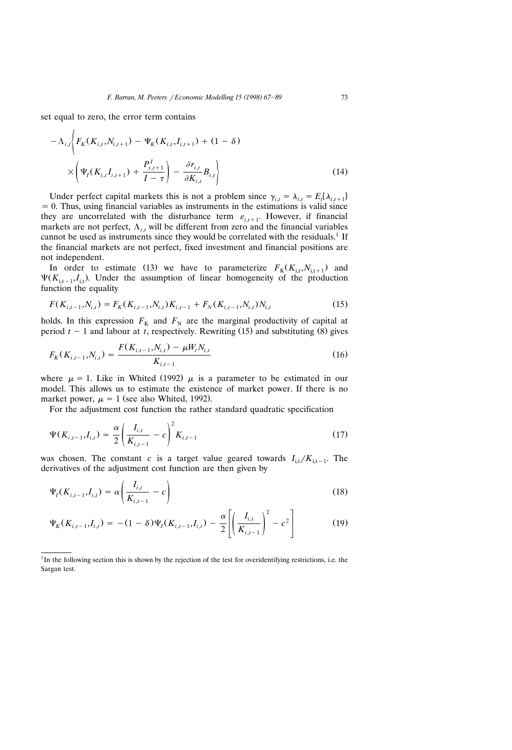set equal to zero, the error term contains

$$-\Lambda_{i,t}\Bigg\{F_K(K_{i,t},N_{i,t+1}) - \Psi_K(K_{i,t},I_{i,t+1}) + (1-\delta) \times \left(\Psi_I(K_{i,t}I_{i,t+1}) + \frac{P^I_{s,t+1}}{I-\tau}\right) - \frac{\partial r_{i,t}}{\partial K_{i,t}}B_{i,t}\Bigg\} \tag{14}$$

Under perfect capital markets this is not a problem since $\gamma_{i,t} = \lambda_{i,t} = E_t\{\lambda_{i,t+1}\} = 0$. Thus, using financial variables as instruments in the estimations is valid since they are uncorrelated with the disturbance term $\varepsilon_{i,t+1}$. However, if financial markets are not perfect, $\Lambda_{i,t}$ will be different from zero and the financial variables cannot be used as instruments since they would be correlated with the residuals.[1] If the financial markets are not perfect, fixed investment and financial positions are not independent.

In order to estimate (13) we have to parameterize $F_K(K_{i,t},N_{i,t+1})$ and $\Psi(K_{i,t-1},I_{i,t})$. Under the assumption of linear homogeneity of the production function the equality

$$F(K_{i,t-1},N_{i,t}) = F_K(K_{i,t-1},N_{i,t})K_{i,t-1} + F_N(K_{i,t-1},N_{i,t})N_{i,t} \tag{15}$$

holds. In this expression $F_K$ and $F_N$ are the marginal productivity of capital at period $t-1$ and labour at $t$, respectively. Rewriting (15) and substituting (8) gives

$$F_K(K_{i,t-1},N_{i,t}) = \frac{F(K_{i,t-1},N_{i,t}) - \mu W_t N_{i,t}}{K_{i,t-1}} \tag{16}$$

where $\mu = 1$. Like in Whited (1992) $\mu$ is a parameter to be estimated in our model. This allows us to estimate the existence of market power. If there is no market power, $\mu = 1$ (see also Whited, 1992).

For the adjustment cost function the rather standard quadratic specification

$$\Psi(K_{i,t-1},I_{i,t}) = \frac{\alpha}{2}\left(\frac{I_{i,t}}{K_{i,t-1}} - c\right)^2 K_{i,t-1} \tag{17}$$

was chosen. The constant $c$ is a target value geared towards $I_{i,t}/K_{i,t-1}$. The derivatives of the adjustment cost function are then given by

$$\Psi_I(K_{i,t-1},I_{i,t}) = \alpha\left(\frac{I_{i,t}}{K_{i,t-1}} - c\right) \tag{18}$$

$$\Psi_K(K_{i,t-1},I_{i,t}) = -(1-\delta)\Psi_I(K_{i,t-1},I_{i,t}) - \frac{\alpha}{2}\left[\left(\frac{I_{i,t}}{K_{i,t-1}}\right)^2 - c^2\right] \tag{19}$$

[1] In the following section this is shown by the rejection of the test for overidentifying restrictions, i.e. the Sargan test.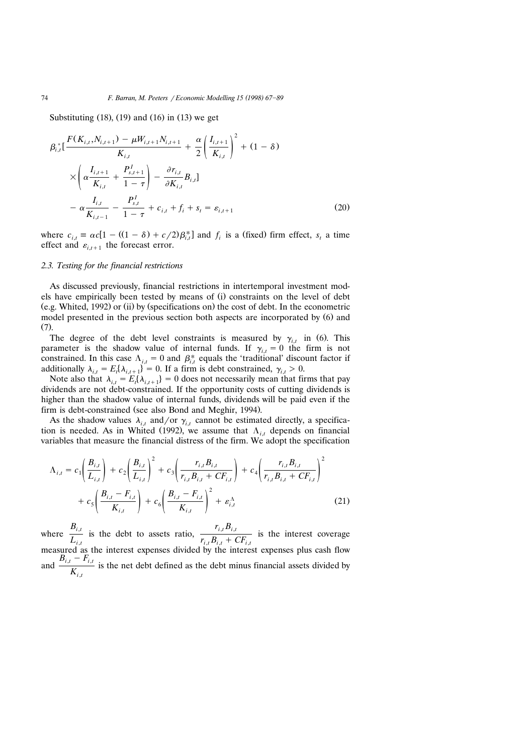Substituting (18), (19) and (16) in (13) we get

$$\beta_{i,t}^{*}[\frac{F(K_{i,t},N_{i,t+1}) - \mu W_{i,t+1}N_{i,t+1}}{K_{i,t}} + \frac{\alpha}{2}\left(\frac{I_{i,t+1}}{K_{i,t}}\right)^2 + (1-\delta) \times \left(\alpha\frac{I_{i,t+1}}{K_{i,t}} + \frac{P_{s,t+1}^{I}}{1-\tau}\right) - \frac{\partial r_{i,t}}{\partial K_{i,t}}B_{i,t}] - \alpha\frac{I_{i,t}}{K_{i,t-1}} - \frac{P_{s,t}^{I}}{1-\tau} + c_{i,t} + f_i + s_t = \varepsilon_{i,t+1} \tag{20}$$

where $c_{i,t} \equiv \alpha c[1 - ((1-\delta) + c/2)\beta_{i,t}^{*}]$ and $f_i$ is a (fixed) firm effect, $s_t$ a time effect and $\varepsilon_{i,t+1}$ the forecast error.

### 2.3. Testing for the financial restrictions

As discussed previously, financial restrictions in intertemporal investment models have empirically been tested by means of (i) constraints on the level of debt (e.g. Whited, 1992) or (ii) by (specifications on) the cost of debt. In the econometric model presented in the previous section both aspects are incorporated by (6) and (7).

The degree of the debt level constraints is measured by $\gamma_{i,t}$ in (6). This parameter is the shadow value of internal funds. If $\gamma_{i,t} = 0$ the firm is not constrained. In this case $\Lambda_{i,t} = 0$ and $\beta_{i,t}^{*}$ equals the 'traditional' discount factor if additionally $\lambda_{i,t} = E_t\{\lambda_{i,t+1}\} = 0$. If a firm is debt constrained, $\gamma_{i,t} > 0$.

Note also that $\lambda_{i,t} = E_t\{\lambda_{i,t+1}\} = 0$ does not necessarily mean that firms that pay dividends are not debt-constrained. If the opportunity costs of cutting dividends is higher than the shadow value of internal funds, dividends will be paid even if the firm is debt-constrained (see also Bond and Meghir, 1994).

As the shadow values $\lambda_{i,t}$ and/or $\gamma_{i,t}$ cannot be estimated directly, a specification is needed. As in Whited (1992), we assume that $\Lambda_{i,t}$ depends on financial variables that measure the financial distress of the firm. We adopt the specification

$$\Lambda_{i,t} = c_1\left(\frac{B_{i,t}}{L_{i,t}}\right) + c_2\left(\frac{B_{i,t}}{L_{i,t}}\right)^2 + c_3\left(\frac{r_{i,t}B_{i,t}}{r_{i,t}B_{i,t} + CF_{i,t}}\right) + c_4\left(\frac{r_{i,t}B_{i,t}}{r_{i,t}B_{i,t} + CF_{i,t}}\right)^2 + c_5\left(\frac{B_{i,t} - F_{i,t}}{K_{i,t}}\right) + c_6\left(\frac{B_{i,t} - F_{i,t}}{K_{i,t}}\right)^2 + \varepsilon_{i,t}^{\Lambda} \tag{21}$$

where $\frac{B_{i,t}}{L_{i,t}}$ is the debt to assets ratio, $\frac{r_{i,t}B_{i,t}}{r_{i,t}B_{i,t} + CF_{i,t}}$ is the interest coverage measured as the interest expenses divided by the interest expenses plus cash flow and $\frac{B_{i,t} - F_{i,t}}{K_{i,t}}$ is the net debt defined as the debt minus financial assets divided by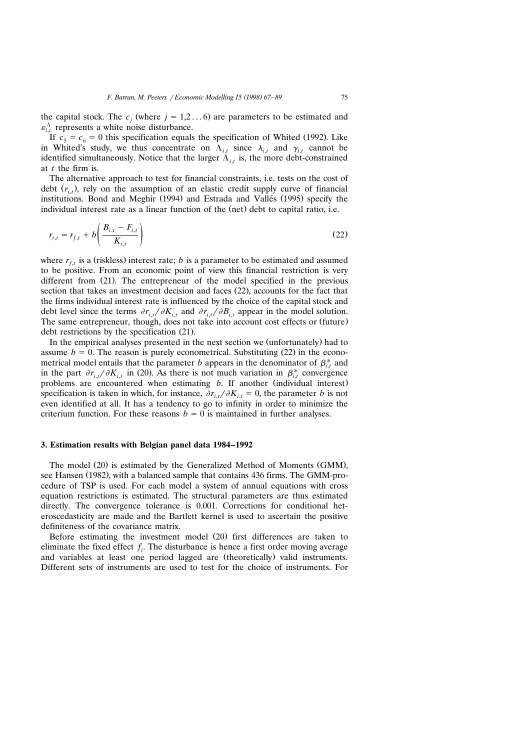the capital stock. The $c_j$ (where $j = 1,2 \ldots 6$) are parameters to be estimated and $\varepsilon_{i,t}^{\Lambda}$ represents a white noise disturbance.

If $c_5 = c_6 = 0$ this specification equals the specification of Whited (1992). Like in Whited's study, we thus concentrate on $\Lambda_{i,t}$ since $\lambda_{i,t}$ and $\gamma_{i,t}$ cannot be identified simultaneously. Notice that the larger $\Lambda_{i,t}$ is, the more debt-constrained at $t$ the firm is.

The alternative approach to test for financial constraints, i.e. tests on the cost of debt ($r_{i,t}$), rely on the assumption of an elastic credit supply curve of financial institutions. Bond and Meghir (1994) and Estrada and Vallés (1995) specify the individual interest rate as a linear function of the (net) debt to capital ratio, i.e.

$$r_{i,t} = r_{f,t} + b\left(\frac{B_{i,t} - F_{i,t}}{K_{i,t}}\right) \tag{22}$$

where $r_{f,t}$ is a (riskless) interest rate; $b$ is a parameter to be estimated and assumed to be positive. From an economic point of view this financial restriction is very different from (21). The entrepreneur of the model specified in the previous section that takes an investment decision and faces (22), accounts for the fact that the firms individual interest rate is influenced by the choice of the capital stock and debt level since the terms $\partial r_{i,t}/\partial K_{i,t}$ and $\partial r_{i,t}/\partial B_{i,t}$ appear in the model solution. The same entrepreneur, though, does not take into account cost effects or (future) debt restrictions by the specification (21).

In the empirical analyses presented in the next section we (unfortunately) had to assume $b = 0$. The reason is purely econometrical. Substituting (22) in the econometrical model entails that the parameter $b$ appears in the denominator of $\beta_{i,t}^{*}$ and in the part $\partial r_{i,t}/\partial K_{i,t}$ in (20). As there is not much variation in $\beta_{i,t}^{*}$ convergence problems are encountered when estimating $b$. If another (individual interest) specification is taken in which, for instance, $\partial r_{i,t}/\partial K_{i,t} = 0$, the parameter $b$ is not even identified at all. It has a tendency to go to infinity in order to minimize the criterium function. For these reasons $b = 0$ is maintained in further analyses.

## 3. Estimation results with Belgian panel data 1984–1992

The model (20) is estimated by the Generalized Method of Moments (GMM), see Hansen (1982), with a balanced sample that contains 436 firms. The GMM-procedure of TSP is used. For each model a system of annual equations with cross equation restrictions is estimated. The structural parameters are thus estimated directly. The convergence tolerance is 0.001. Corrections for conditional heteroscedasticity are made and the Bartlett kernel is used to ascertain the positive definiteness of the covariance matrix.

Before estimating the investment model (20) first differences are taken to eliminate the fixed effect $f_i$. The disturbance is hence a first order moving average and variables at least one period lagged are (theoretically) valid instruments. Different sets of instruments are used to test for the choice of instruments. For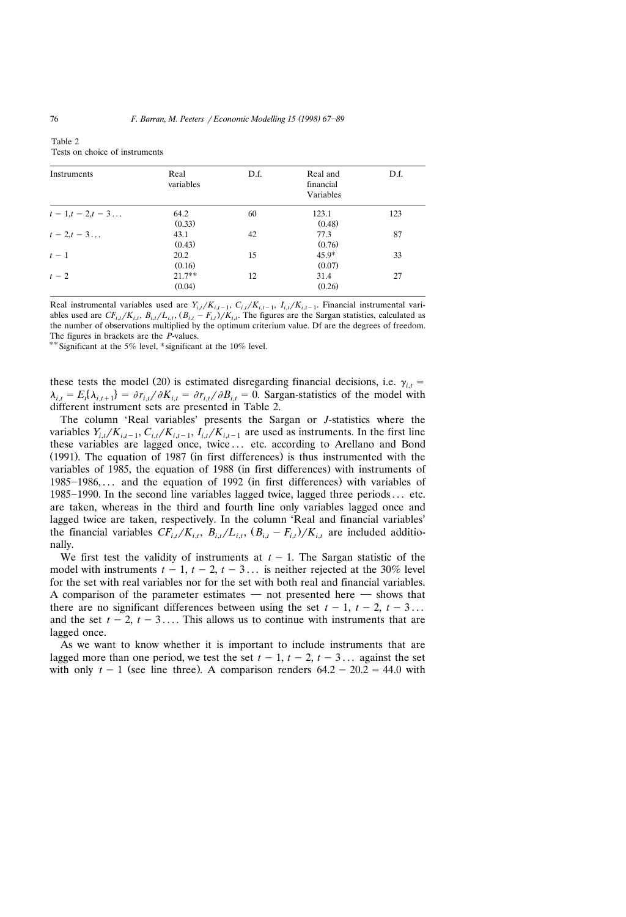Table 2
Tests on choice of instruments

| Instruments | Real variables | D.f. | Real and financial Variables | D.f. |
|---|---|---|---|---|
| $t-1, t-2, t-3\ldots$ | 64.2 (0.33) | 60 | 123.1 (0.48) | 123 |
| $t-2, t-3\ldots$ | 43.1 (0.43) | 42 | 77.3 (0.76) | 87 |
| $t-1$ | 20.2 (0.16) | 15 | 45.9* (0.07) | 33 |
| $t-2$ | 21.7** (0.04) | 12 | 31.4 (0.26) | 27 |

Real instrumental variables used are $Y_{i,t}/K_{i,t-1}$, $C_{i,t}/K_{i,t-1}$, $I_{i,t}/K_{i,t-1}$. Financial instrumental variables used are $CF_{i,t}/K_{i,t}$, $B_{i,t}/L_{i,t}$, $(B_{i,t}-F_{i,t})/K_{i,t}$. The figures are the Sargan statistics, calculated as the number of observations multiplied by the optimum criterium value. Df are the degrees of freedom. The figures in brackets are the $P$-values.

**Significant at the 5% level, *significant at the 10% level.

these tests the model (20) is estimated disregarding financial decisions, i.e. $\gamma_{i,t} = \lambda_{i,t} = E_t\{\lambda_{i,t+1}\} = \partial r_{i,t}/\partial K_{i,t} = \partial r_{i,t}/\partial B_{i,t} = 0$. Sargan-statistics of the model with different instrument sets are presented in Table 2.

The column 'Real variables' presents the Sargan or $J$-statistics where the variables $Y_{i,t}/K_{i,t-1}$, $C_{i,t}/K_{i,t-1}$, $I_{i,t}/K_{i,t-1}$ are used as instruments. In the first line these variables are lagged once, twice... etc. according to Arellano and Bond (1991). The equation of 1987 (in first differences) is thus instrumented with the variables of 1985, the equation of 1988 (in first differences) with instruments of 1985–1986,... and the equation of 1992 (in first differences) with variables of 1985–1990. In the second line variables lagged twice, lagged three periods... etc. are taken, whereas in the third and fourth line only variables lagged once and lagged twice are taken, respectively. In the column 'Real and financial variables' the financial variables $CF_{i,t}/K_{i,t}$, $B_{i,t}/L_{i,t}$, $(B_{i,t}-F_{i,t})/K_{i,t}$ are included additionally.

We first test the validity of instruments at $t-1$. The Sargan statistic of the model with instruments $t-1, t-2, t-3\ldots$ is neither rejected at the 30% level for the set with real variables nor for the set with both real and financial variables. A comparison of the parameter estimates — not presented here — shows that there are no significant differences between using the set $t-1, t-2, t-3\ldots$ and the set $t-2, t-3\ldots$. This allows us to continue with instruments that are lagged once.

As we want to know whether it is important to include instruments that are lagged more than one period, we test the set $t-1, t-2, t-3\ldots$ against the set with only $t-1$ (see line three). A comparison renders $64.2 - 20.2 = 44.0$ with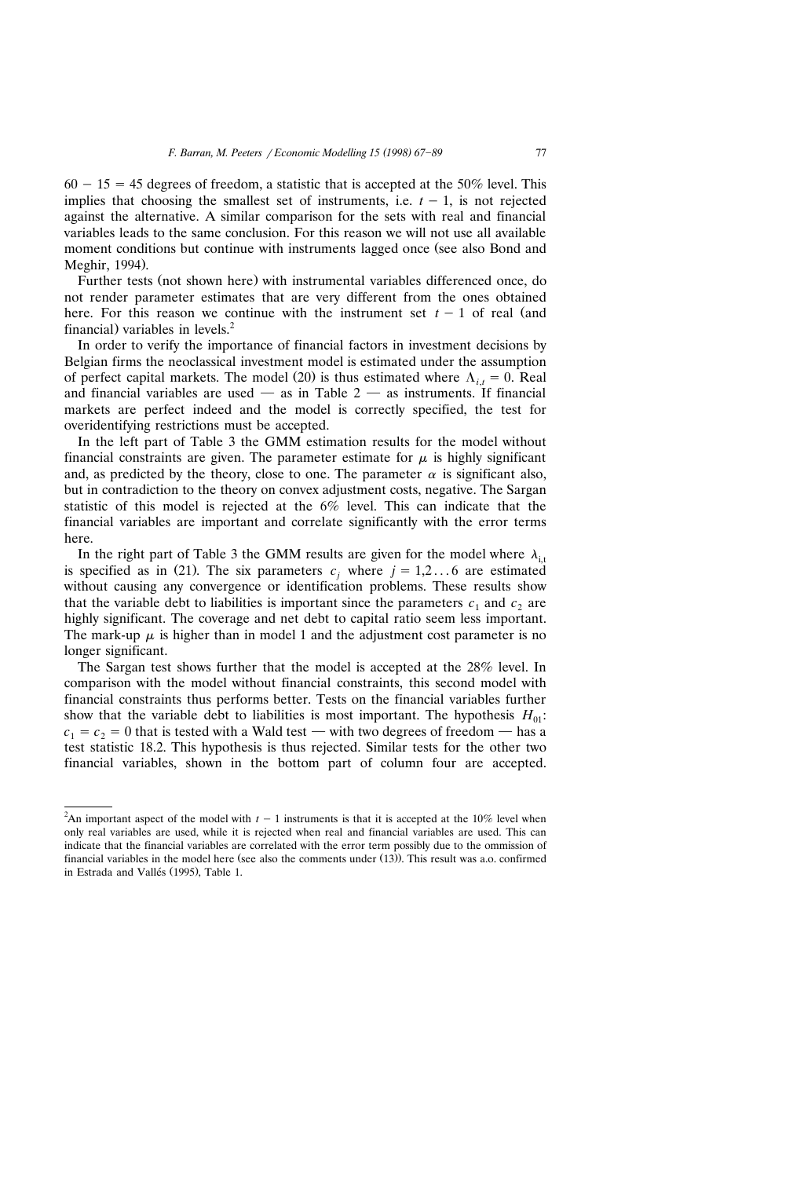$60 - 15 = 45$ degrees of freedom, a statistic that is accepted at the 50% level. This implies that choosing the smallest set of instruments, i.e. $t - 1$, is not rejected against the alternative. A similar comparison for the sets with real and financial variables leads to the same conclusion. For this reason we will not use all available moment conditions but continue with instruments lagged once (see also Bond and Meghir, 1994).

Further tests (not shown here) with instrumental variables differenced once, do not render parameter estimates that are very different from the ones obtained here. For this reason we continue with the instrument set $t - 1$ of real (and financial) variables in levels.[2]

In order to verify the importance of financial factors in investment decisions by Belgian firms the neoclassical investment model is estimated under the assumption of perfect capital markets. The model (20) is thus estimated where $\Lambda_{i,t} = 0$. Real and financial variables are used — as in Table 2 — as instruments. If financial markets are perfect indeed and the model is correctly specified, the test for overidentifying restrictions must be accepted.

In the left part of Table 3 the GMM estimation results for the model without financial constraints are given. The parameter estimate for $\mu$ is highly significant and, as predicted by the theory, close to one. The parameter $\alpha$ is significant also, but in contradiction to the theory on convex adjustment costs, negative. The Sargan statistic of this model is rejected at the 6% level. This can indicate that the financial variables are important and correlate significantly with the error terms here.

In the right part of Table 3 the GMM results are given for the model where $\lambda_{i,t}$ is specified as in (21). The six parameters $c_j$ where $j = 1,2 \ldots 6$ are estimated without causing any convergence or identification problems. These results show that the variable debt to liabilities is important since the parameters $c_1$ and $c_2$ are highly significant. The coverage and net debt to capital ratio seem less important. The mark-up $\mu$ is higher than in model 1 and the adjustment cost parameter is no longer significant.

The Sargan test shows further that the model is accepted at the 28% level. In comparison with the model without financial constraints, this second model with financial constraints thus performs better. Tests on the financial variables further show that the variable debt to liabilities is most important. The hypothesis $H_{01}$: $c_1 = c_2 = 0$ that is tested with a Wald test — with two degrees of freedom — has a test statistic 18.2. This hypothesis is thus rejected. Similar tests for the other two financial variables, shown in the bottom part of column four are accepted.

[2] An important aspect of the model with $t - 1$ instruments is that it is accepted at the 10% level when only real variables are used, while it is rejected when real and financial variables are used. This can indicate that the financial variables are correlated with the error term possibly due to the ommission of financial variables in the model here (see also the comments under (13)). This result was a.o. confirmed in Estrada and Vallés (1995), Table 1.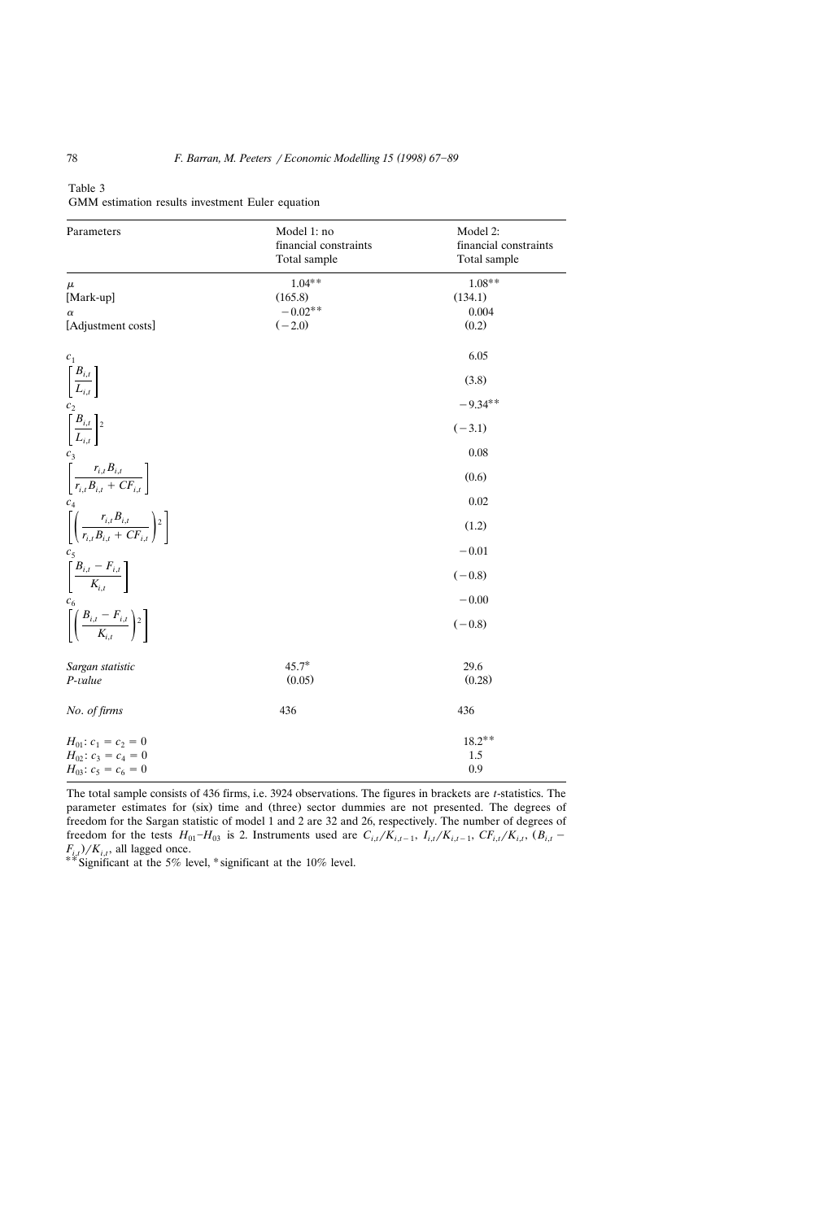Table 3
GMM estimation results investment Euler equation

| Parameters | Model 1: no financial constraints Total sample | Model 2: financial constraints Total sample |
|---|---|---|
| $\mu$ | 1.04** | 1.08** |
| [Mark-up] | (165.8) | (134.1) |
| $\alpha$ | −0.02** | 0.004 |
| [Adjustment costs] | (−2.0) | (0.2) |
| $c_1$ | | 6.05 |
| $\left[\frac{B_{i,t}}{L_{i,t}}\right]$ | | (3.8) |
| $c_2$ | | −9.34** |
| $\left[\frac{B_{i,t}}{L_{i,t}}\right]^2$ | | (−3.1) |
| $c_3$ | | 0.08 |
| $\left[\frac{r_{i,t}B_{i,t}}{r_{i,t}B_{i,t} + CF_{i,t}}\right]$ | | (0.6) |
| $c_4$ | | 0.02 |
| $\left[\left(\frac{r_{i,t}B_{i,t}}{r_{i,t}B_{i,t} + CF_{i,t}}\right)^2\right]$ | | (1.2) |
| $c_5$ | | −0.01 |
| $\left[\frac{B_{i,t} - F_{i,t}}{K_{i,t}}\right]$ | | (−0.8) |
| $c_6$ | | −0.00 |
| $\left[\left(\frac{B_{i,t} - F_{i,t}}{K_{i,t}}\right)^2\right]$ | | (−0.8) |
| *Sargan statistic* | 45.7* | 29.6 |
| *P-value* | (0.05) | (0.28) |
| *No. of firms* | 436 | 436 |
| $H_{01}$: $c_1 = c_2 = 0$ | | 18.2** |
| $H_{02}$: $c_3 = c_4 = 0$ | | 1.5 |
| $H_{03}$: $c_5 = c_6 = 0$ | | 0.9 |

The total sample consists of 436 firms, i.e. 3924 observations. The figures in brackets are *t*-statistics. The parameter estimates for (six) time and (three) sector dummies are not presented. The degrees of freedom for the Sargan statistic of model 1 and 2 are 32 and 26, respectively. The number of degrees of freedom for the tests $H_{01}$–$H_{03}$ is 2. Instruments used are $C_{i,t}/K_{i,t-1}$, $I_{i,t}/K_{i,t-1}$, $CF_{i,t}/K_{i,t}$, $(B_{i,t} - F_{i,t})/K_{i,t}$, all lagged once.

**Significant at the 5% level, *significant at the 10% level.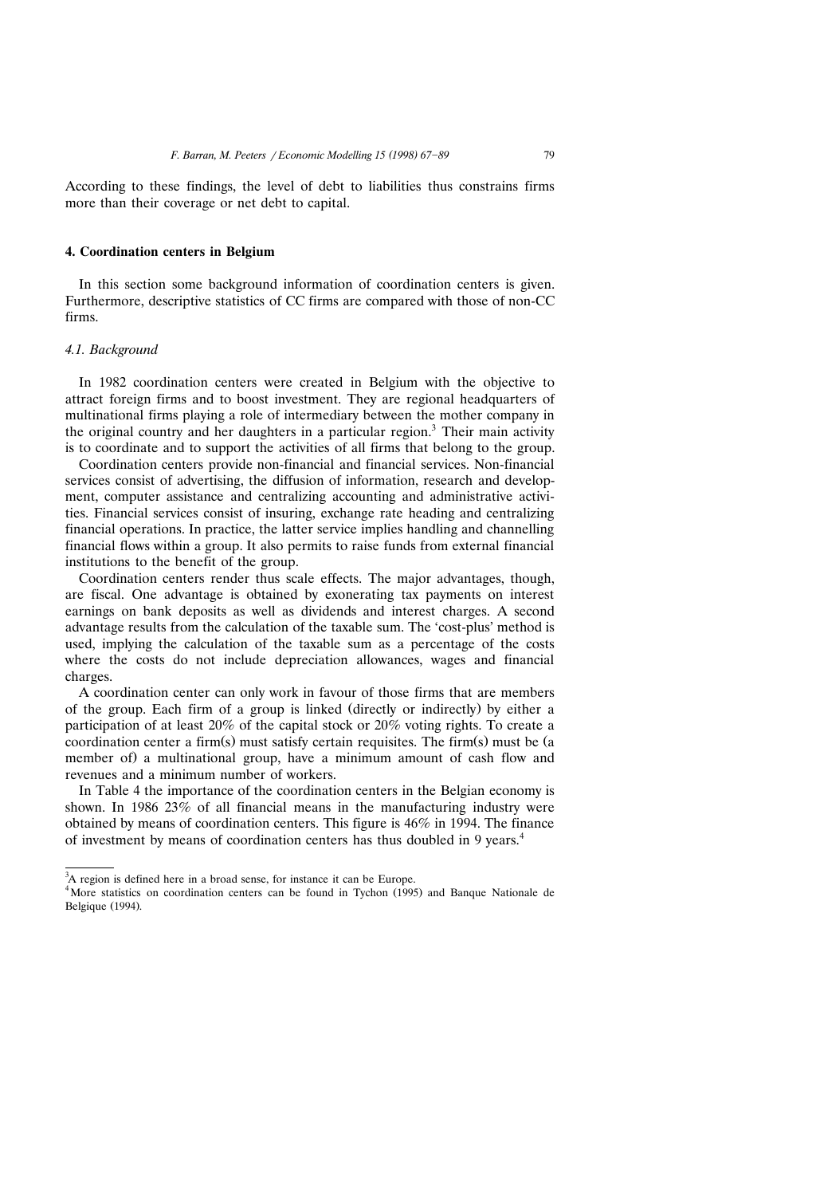According to these findings, the level of debt to liabilities thus constrains firms more than their coverage or net debt to capital.

## 4. Coordination centers in Belgium

In this section some background information of coordination centers is given. Furthermore, descriptive statistics of CC firms are compared with those of non-CC firms.

### *4.1. Background*

In 1982 coordination centers were created in Belgium with the objective to attract foreign firms and to boost investment. They are regional headquarters of multinational firms playing a role of intermediary between the mother company in the original country and her daughters in a particular region.[3] Their main activity is to coordinate and to support the activities of all firms that belong to the group.

Coordination centers provide non-financial and financial services. Non-financial services consist of advertising, the diffusion of information, research and development, computer assistance and centralizing accounting and administrative activities. Financial services consist of insuring, exchange rate heading and centralizing financial operations. In practice, the latter service implies handling and channelling financial flows within a group. It also permits to raise funds from external financial institutions to the benefit of the group.

Coordination centers render thus scale effects. The major advantages, though, are fiscal. One advantage is obtained by exonerating tax payments on interest earnings on bank deposits as well as dividends and interest charges. A second advantage results from the calculation of the taxable sum. The 'cost-plus' method is used, implying the calculation of the taxable sum as a percentage of the costs where the costs do not include depreciation allowances, wages and financial charges.

A coordination center can only work in favour of those firms that are members of the group. Each firm of a group is linked (directly or indirectly) by either a participation of at least 20% of the capital stock or 20% voting rights. To create a coordination center a firm(s) must satisfy certain requisites. The firm(s) must be (a member of) a multinational group, have a minimum amount of cash flow and revenues and a minimum number of workers.

In Table 4 the importance of the coordination centers in the Belgian economy is shown. In 1986 23% of all financial means in the manufacturing industry were obtained by means of coordination centers. This figure is 46% in 1994. The finance of investment by means of coordination centers has thus doubled in 9 years.[4]

[3] A region is defined here in a broad sense, for instance it can be Europe.

[4] More statistics on coordination centers can be found in Tychon (1995) and Banque Nationale de Belgique (1994).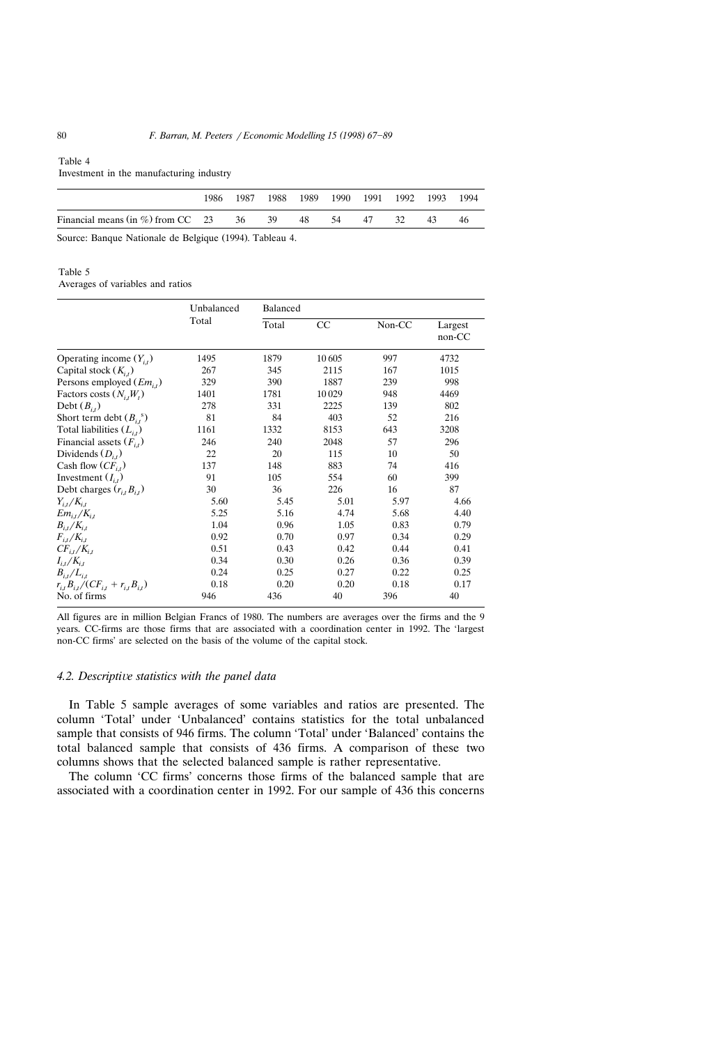Table 4
Investment in the manufacturing industry

| | 1986 | 1987 | 1988 | 1989 | 1990 | 1991 | 1992 | 1993 | 1994 |
|---|---|---|---|---|---|---|---|---|---|
| Financial means (in %) from CC | 23 | 36 | 39 | 48 | 54 | 47 | 32 | 43 | 46 |

Source: Banque Nationale de Belgique (1994). Tableau 4.

Table 5
Averages of variables and ratios

| | Unbalanced | Balanced | | | |
|---|---|---|---|---|---|
| | Total | Total | CC | Non-CC | Largest non-CC |
| Operating income ($Y_{i,t}$) | 1495 | 1879 | 10 605 | 997 | 4732 |
| Capital stock ($K_{i,t}$) | 267 | 345 | 2115 | 167 | 1015 |
| Persons employed ($Em_{i,t}$) | 329 | 390 | 1887 | 239 | 998 |
| Factors costs ($N_{i,t}W_t$) | 1401 | 1781 | 10 029 | 948 | 4469 |
| Debt ($B_{i,t}$) | 278 | 331 | 2225 | 139 | 802 |
| Short term debt ($B_{i,t}^{s}$) | 81 | 84 | 403 | 52 | 216 |
| Total liabilities ($L_{i,t}$) | 1161 | 1332 | 8153 | 643 | 3208 |
| Financial assets ($F_{i,t}$) | 246 | 240 | 2048 | 57 | 296 |
| Dividends ($D_{i,t}$) | 22 | 20 | 115 | 10 | 50 |
| Cash flow ($CF_{i,t}$) | 137 | 148 | 883 | 74 | 416 |
| Investment ($I_{i,t}$) | 91 | 105 | 554 | 60 | 399 |
| Debt charges ($r_{i,t}B_{i,t}$) | 30 | 36 | 226 | 16 | 87 |
| $Y_{i,t}/K_{i,t}$ | 5.60 | 5.45 | 5.01 | 5.97 | 4.66 |
| $Em_{i,t}/K_{i,t}$ | 5.25 | 5.16 | 4.74 | 5.68 | 4.40 |
| $B_{i,t}/K_{i,t}$ | 1.04 | 0.96 | 1.05 | 0.83 | 0.79 |
| $F_{i,t}/K_{i,t}$ | 0.92 | 0.70 | 0.97 | 0.34 | 0.29 |
| $CF_{i,t}/K_{i,t}$ | 0.51 | 0.43 | 0.42 | 0.44 | 0.41 |
| $I_{i,t}/K_{i,t}$ | 0.34 | 0.30 | 0.26 | 0.36 | 0.39 |
| $B_{i,t}/L_{i,t}$ | 0.24 | 0.25 | 0.27 | 0.22 | 0.25 |
| $r_{i,t}B_{i,t}/(CF_{i,t}+r_{i,t}B_{i,t})$ | 0.18 | 0.20 | 0.20 | 0.18 | 0.17 |
| No. of firms | 946 | 436 | 40 | 396 | 40 |

All figures are in million Belgian Francs of 1980. The numbers are averages over the firms and the 9 years. CC-firms are those firms that are associated with a coordination center in 1992. The 'largest non-CC firms' are selected on the basis of the volume of the capital stock.

### 4.2. Descriptive statistics with the panel data

In Table 5 sample averages of some variables and ratios are presented. The column 'Total' under 'Unbalanced' contains statistics for the total unbalanced sample that consists of 946 firms. The column 'Total' under 'Balanced' contains the total balanced sample that consists of 436 firms. A comparison of these two columns shows that the selected balanced sample is rather representative.

The column 'CC firms' concerns those firms of the balanced sample that are associated with a coordination center in 1992. For our sample of 436 this concerns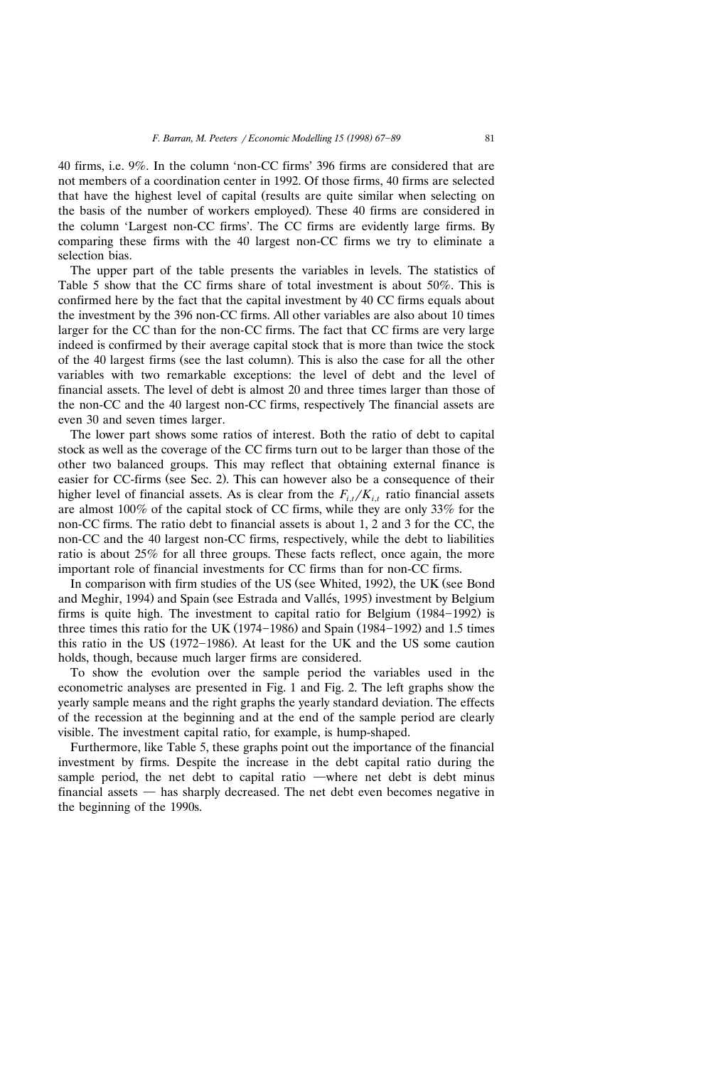40 firms, i.e. 9%. In the column 'non-CC firms' 396 firms are considered that are not members of a coordination center in 1992. Of those firms, 40 firms are selected that have the highest level of capital (results are quite similar when selecting on the basis of the number of workers employed). These 40 firms are considered in the column 'Largest non-CC firms'. The CC firms are evidently large firms. By comparing these firms with the 40 largest non-CC firms we try to eliminate a selection bias.

The upper part of the table presents the variables in levels. The statistics of Table 5 show that the CC firms share of total investment is about 50%. This is confirmed here by the fact that the capital investment by 40 CC firms equals about the investment by the 396 non-CC firms. All other variables are also about 10 times larger for the CC than for the non-CC firms. The fact that CC firms are very large indeed is confirmed by their average capital stock that is more than twice the stock of the 40 largest firms (see the last column). This is also the case for all the other variables with two remarkable exceptions: the level of debt and the level of financial assets. The level of debt is almost 20 and three times larger than those of the non-CC and the 40 largest non-CC firms, respectively The financial assets are even 30 and seven times larger.

The lower part shows some ratios of interest. Both the ratio of debt to capital stock as well as the coverage of the CC firms turn out to be larger than those of the other two balanced groups. This may reflect that obtaining external finance is easier for CC-firms (see Sec. 2). This can however also be a consequence of their higher level of financial assets. As is clear from the $F_{i,t}/K_{i,t}$ ratio financial assets are almost 100% of the capital stock of CC firms, while they are only 33% for the non-CC firms. The ratio debt to financial assets is about 1, 2 and 3 for the CC, the non-CC and the 40 largest non-CC firms, respectively, while the debt to liabilities ratio is about 25% for all three groups. These facts reflect, once again, the more important role of financial investments for CC firms than for non-CC firms.

In comparison with firm studies of the US (see Whited, 1992), the UK (see Bond and Meghir, 1994) and Spain (see Estrada and Vallés, 1995) investment by Belgium firms is quite high. The investment to capital ratio for Belgium (1984–1992) is three times this ratio for the UK (1974–1986) and Spain (1984–1992) and 1.5 times this ratio in the US (1972–1986). At least for the UK and the US some caution holds, though, because much larger firms are considered.

To show the evolution over the sample period the variables used in the econometric analyses are presented in Fig. 1 and Fig. 2. The left graphs show the yearly sample means and the right graphs the yearly standard deviation. The effects of the recession at the beginning and at the end of the sample period are clearly visible. The investment capital ratio, for example, is hump-shaped.

Furthermore, like Table 5, these graphs point out the importance of the financial investment by firms. Despite the increase in the debt capital ratio during the sample period, the net debt to capital ratio —where net debt is debt minus financial assets — has sharply decreased. The net debt even becomes negative in the beginning of the 1990s.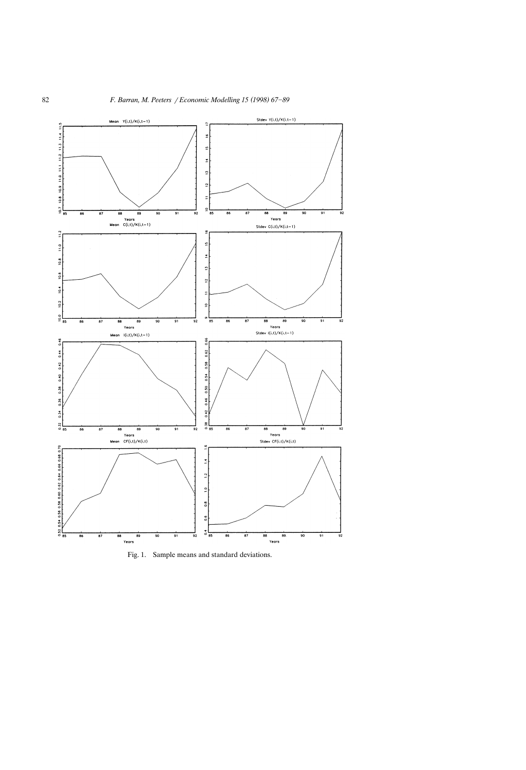Fig. 1. Sample means and standard deviations.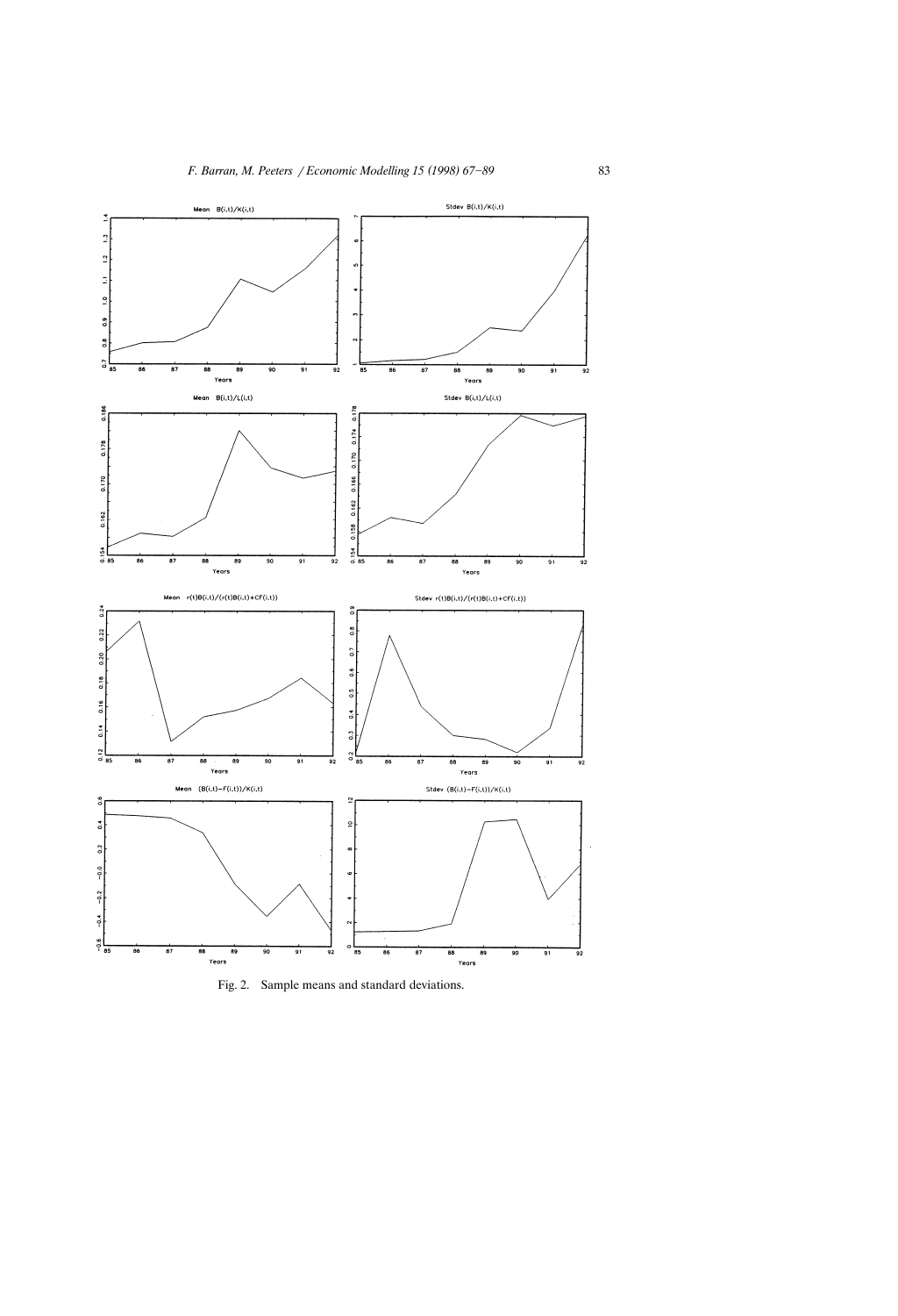Fig. 2. Sample means and standard deviations.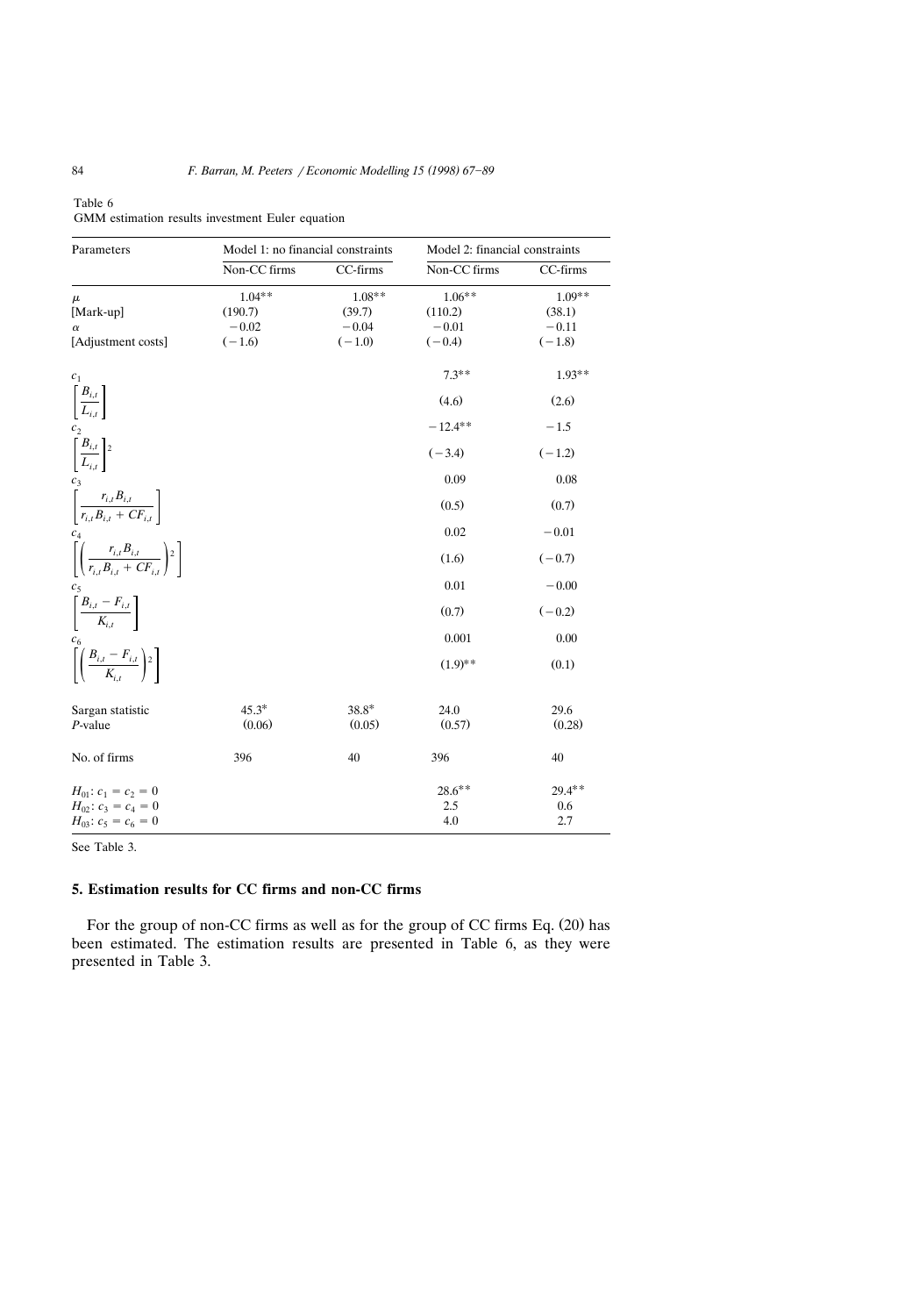Table 6
GMM estimation results investment Euler equation

| Parameters | Model 1: no financial constraints | | Model 2: financial constraints | |
|---|---|---|---|---|
| | Non-CC firms | CC-firms | Non-CC firms | CC-firms |
| $\mu$ | 1.04** | 1.08** | 1.06** | 1.09** |
| [Mark-up] | (190.7) | (39.7) | (110.2) | (38.1) |
| $\alpha$ | −0.02 | −0.04 | −0.01 | −0.11 |
| [Adjustment costs] | (−1.6) | (−1.0) | (−0.4) | (−1.8) |
| $c_1$ | | | 7.3** | 1.93** |
| $\left[\frac{B_{i,t}}{L_{i,t}}\right]$ | | | (4.6) | (2.6) |
| $c_2$ | | | −12.4** | −1.5 |
| $\left[\frac{B_{i,t}}{L_{i,t}}\right]^2$ | | | (−3.4) | (−1.2) |
| $c_3$ | | | 0.09 | 0.08 |
| $\left[\frac{r_{i,t}B_{i,t}}{r_{i,t}B_{i,t}+CF_{i,t}}\right]$ | | | (0.5) | (0.7) |
| $c_4$ | | | 0.02 | −0.01 |
| $\left[\left(\frac{r_{i,t}B_{i,t}}{r_{i,t}B_{i,t}+CF_{i,t}}\right)^2\right]$ | | | (1.6) | (−0.7) |
| $c_5$ | | | 0.01 | −0.00 |
| $\left[\frac{B_{i,t}-F_{i,t}}{K_{i,t}}\right]$ | | | (0.7) | (−0.2) |
| $c_6$ | | | 0.001 | 0.00 |
| $\left[\left(\frac{B_{i,t}-F_{i,t}}{K_{i,t}}\right)^2\right]$ | | | (1.9)** | (0.1) |
| Sargan statistic | 45.3* | 38.8* | 24.0 | 29.6 |
| *P*-value | (0.06) | (0.05) | (0.57) | (0.28) |
| No. of firms | 396 | 40 | 396 | 40 |
| $H_{01}$: $c_1 = c_2 = 0$ | | | 28.6** | 29.4** |
| $H_{02}$: $c_3 = c_4 = 0$ | | | 2.5 | 0.6 |
| $H_{03}$: $c_5 = c_6 = 0$ | | | 4.0 | 2.7 |

See Table 3.

## 5. Estimation results for CC firms and non-CC firms

For the group of non-CC firms as well as for the group of CC firms Eq. (20) has been estimated. The estimation results are presented in Table 6, as they were presented in Table 3.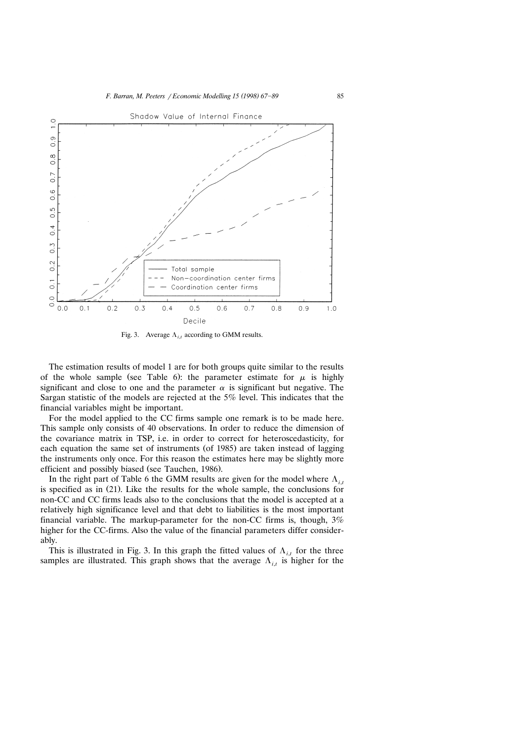Fig. 3. Average $\Lambda_{i,t}$ according to GMM results.

The estimation results of model 1 are for both groups quite similar to the results of the whole sample (see Table 6): the parameter estimate for $\mu$ is highly significant and close to one and the parameter $\alpha$ is significant but negative. The Sargan statistic of the models are rejected at the 5% level. This indicates that the financial variables might be important.

For the model applied to the CC firms sample one remark is to be made here. This sample only consists of 40 observations. In order to reduce the dimension of the covariance matrix in TSP, i.e. in order to correct for heteroscedasticity, for each equation the same set of instruments (of 1985) are taken instead of lagging the instruments only once. For this reason the estimates here may be slightly more efficient and possibly biased (see Tauchen, 1986).

In the right part of Table 6 the GMM results are given for the model where $\Lambda_{i,t}$ is specified as in (21). Like the results for the whole sample, the conclusions for non-CC and CC firms leads also to the conclusions that the model is accepted at a relatively high significance level and that debt to liabilities is the most important financial variable. The markup-parameter for the non-CC firms is, though, 3% higher for the CC-firms. Also the value of the financial parameters differ considerably.

This is illustrated in Fig. 3. In this graph the fitted values of $\Lambda_{i,t}$ for the three samples are illustrated. This graph shows that the average $\Lambda_{i,t}$ is higher for the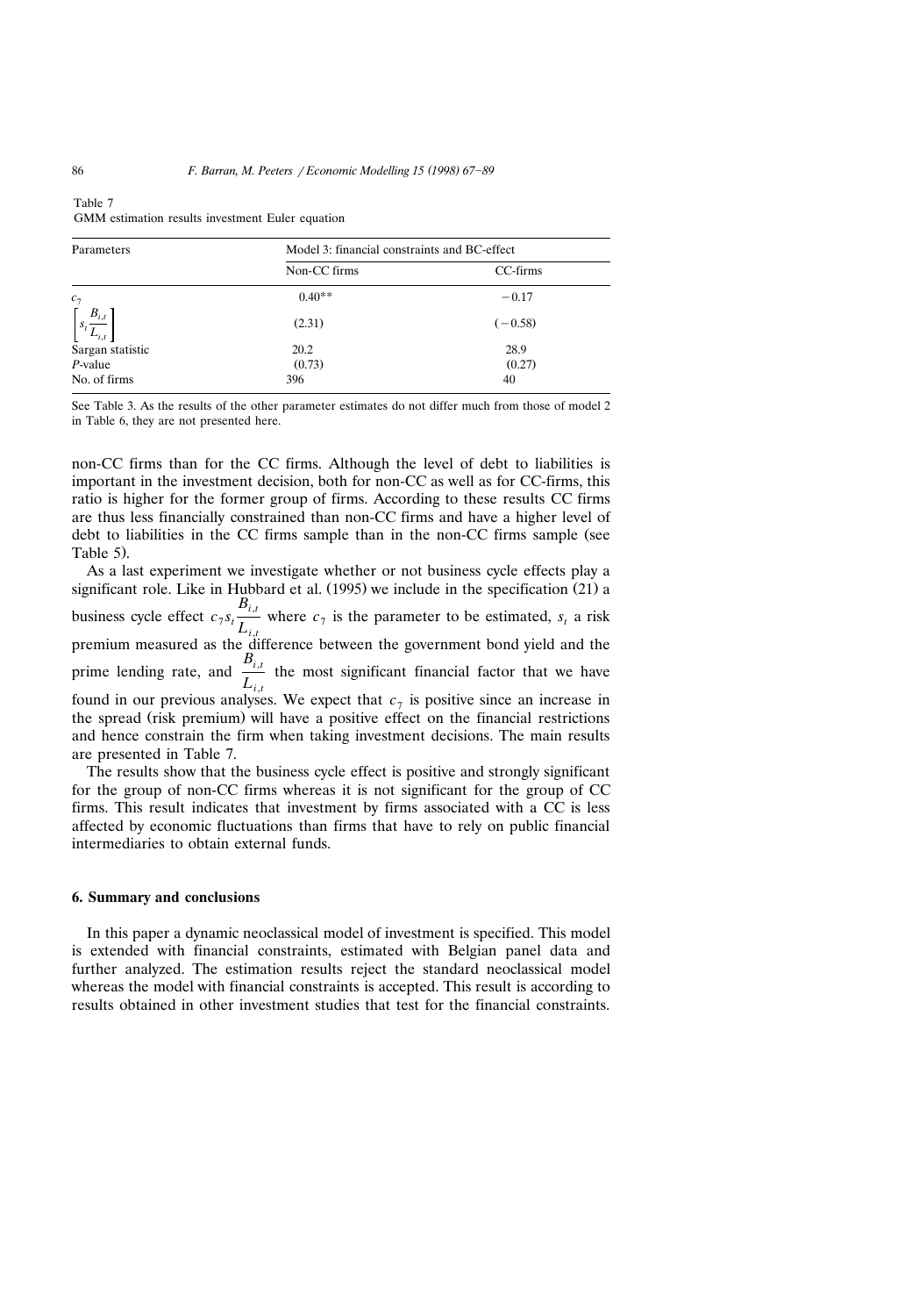Table 7
GMM estimation results investment Euler equation

| Parameters | Model 3: financial constraints and BC-effect | |
|---|---|---|
| | Non-CC firms | CC-firms |
| $c_7$ | 0.40** | −0.17 |
| $\left[s_t \frac{B_{i,t}}{L_{i,t}}\right]$ | (2.31) | (−0.58) |
| Sargan statistic | 20.2 | 28.9 |
| *P*-value | (0.73) | (0.27) |
| No. of firms | 396 | 40 |

See Table 3. As the results of the other parameter estimates do not differ much from those of model 2 in Table 6, they are not presented here.

non-CC firms than for the CC firms. Although the level of debt to liabilities is important in the investment decision, both for non-CC as well as for CC-firms, this ratio is higher for the former group of firms. According to these results CC firms are thus less financially constrained than non-CC firms and have a higher level of debt to liabilities in the CC firms sample than in the non-CC firms sample (see Table 5).

As a last experiment we investigate whether or not business cycle effects play a significant role. Like in Hubbard et al. (1995) we include in the specification (21) a business cycle effect $c_7 s_t \frac{B_{i,t}}{L_{i,t}}$ where $c_7$ is the parameter to be estimated, $s_t$ a risk premium measured as the difference between the government bond yield and the prime lending rate, and $\frac{B_{i,t}}{L_{i,t}}$ the most significant financial factor that we have found in our previous analyses. We expect that $c_7$ is positive since an increase in the spread (risk premium) will have a positive effect on the financial restrictions and hence constrain the firm when taking investment decisions. The main results are presented in Table 7.

The results show that the business cycle effect is positive and strongly significant for the group of non-CC firms whereas it is not significant for the group of CC firms. This result indicates that investment by firms associated with a CC is less affected by economic fluctuations than firms that have to rely on public financial intermediaries to obtain external funds.

## 6. Summary and conclusions

In this paper a dynamic neoclassical model of investment is specified. This model is extended with financial constraints, estimated with Belgian panel data and further analyzed. The estimation results reject the standard neoclassical model whereas the model with financial constraints is accepted. This result is according to results obtained in other investment studies that test for the financial constraints.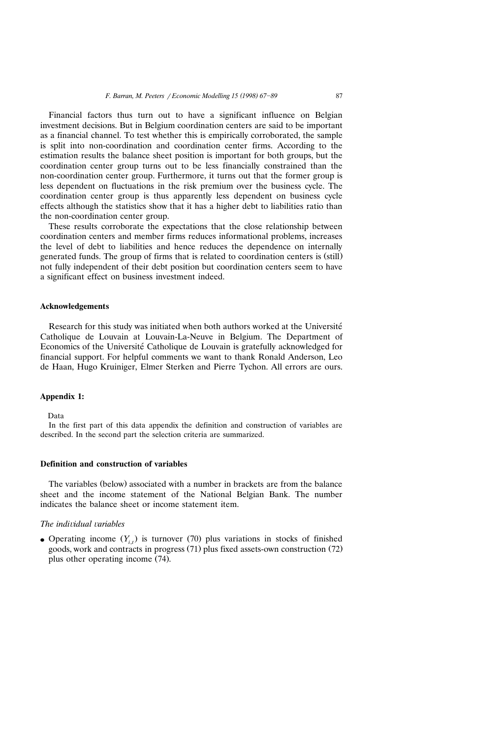Financial factors thus turn out to have a significant influence on Belgian investment decisions. But in Belgium coordination centers are said to be important as a financial channel. To test whether this is empirically corroborated, the sample is split into non-coordination and coordination center firms. According to the estimation results the balance sheet position is important for both groups, but the coordination center group turns out to be less financially constrained than the non-coordination center group. Furthermore, it turns out that the former group is less dependent on fluctuations in the risk premium over the business cycle. The coordination center group is thus apparently less dependent on business cycle effects although the statistics show that it has a higher debt to liabilities ratio than the non-coordination center group.

These results corroborate the expectations that the close relationship between coordination centers and member firms reduces informational problems, increases the level of debt to liabilities and hence reduces the dependence on internally generated funds. The group of firms that is related to coordination centers is (still) not fully independent of their debt position but coordination centers seem to have a significant effect on business investment indeed.

## Acknowledgements

Research for this study was initiated when both authors worked at the Université Catholique de Louvain at Louvain-La-Neuve in Belgium. The Department of Economics of the Université Catholique de Louvain is gratefully acknowledged for financial support. For helpful comments we want to thank Ronald Anderson, Leo de Haan, Hugo Kruiniger, Elmer Sterken and Pierre Tychon. All errors are ours.

## Appendix 1:

Data

In the first part of this data appendix the definition and construction of variables are described. In the second part the selection criteria are summarized.

### Definition and construction of variables

The variables (below) associated with a number in brackets are from the balance sheet and the income statement of the National Belgian Bank. The number indicates the balance sheet or income statement item.

*The individual variables*

- Operating income ($Y_{i,t}$) is turnover (70) plus variations in stocks of finished goods, work and contracts in progress (71) plus fixed assets-own construction (72) plus other operating income (74).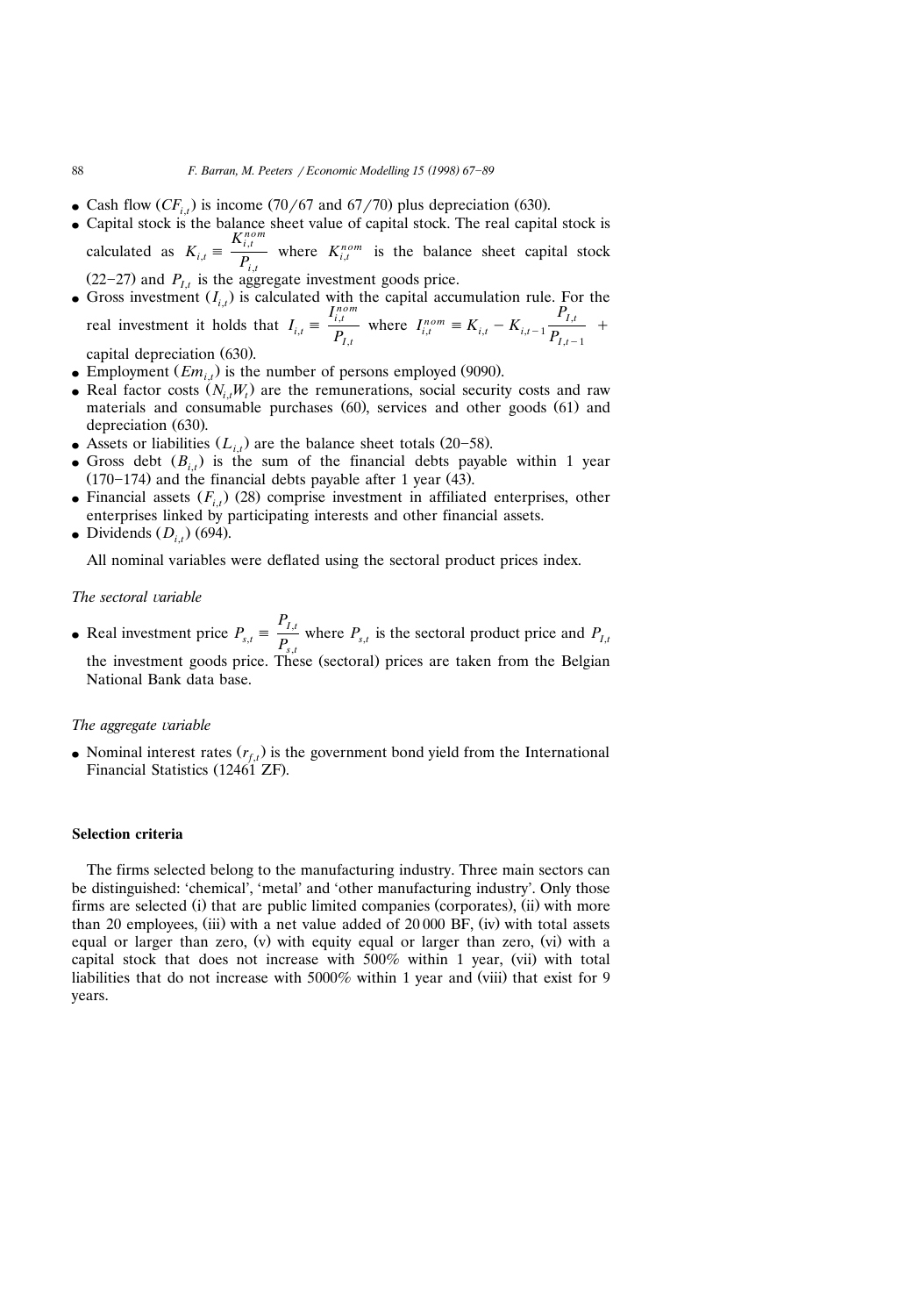- Cash flow ($CF_{i,t}$) is income (70/67 and 67/70) plus depreciation (630).
- Capital stock is the balance sheet value of capital stock. The real capital stock is calculated as $K_{i,t} \equiv \frac{K_{i,t}^{nom}}{P_{i,t}}$ where $K_{i,t}^{nom}$ is the balance sheet capital stock (22–27) and $P_{I,t}$ is the aggregate investment goods price.
- Gross investment ($I_{i,t}$) is calculated with the capital accumulation rule. For the real investment it holds that $I_{i,t} \equiv \frac{I_{i,t}^{nom}}{P_{I,t}}$ where $I_{i,t}^{nom} \equiv K_{i,t} - K_{i,t-1}\frac{P_{I,t}}{P_{I,t-1}}$ + capital depreciation (630).
- Employment ($Em_{i,t}$) is the number of persons employed (9090).
- Real factor costs ($N_{i,t}W_t$) are the remunerations, social security costs and raw materials and consumable purchases (60), services and other goods (61) and depreciation (630).
- Assets or liabilities ($L_{i,t}$) are the balance sheet totals (20–58).
- Gross debt ($B_{i,t}$) is the sum of the financial debts payable within 1 year (170–174) and the financial debts payable after 1 year (43).
- Financial assets ($F_{i,t}$) (28) comprise investment in affiliated enterprises, other enterprises linked by participating interests and other financial assets.
- Dividends ($D_{i,t}$) (694).

All nominal variables were deflated using the sectoral product prices index.

*The sectoral variable*

- Real investment price $P_{s,t} \equiv \frac{P_{I,t}}{P_{s,t}}$ where $P_{s,t}$ is the sectoral product price and $P_{I,t}$ the investment goods price. These (sectoral) prices are taken from the Belgian National Bank data base.

*The aggregate variable*

- Nominal interest rates ($r_{f,t}$) is the government bond yield from the International Financial Statistics (12461 ZF).

**Selection criteria**

The firms selected belong to the manufacturing industry. Three main sectors can be distinguished: 'chemical', 'metal' and 'other manufacturing industry'. Only those firms are selected (i) that are public limited companies (corporates), (ii) with more than 20 employees, (iii) with a net value added of 20 000 BF, (iv) with total assets equal or larger than zero, (v) with equity equal or larger than zero, (vi) with a capital stock that does not increase with 500% within 1 year, (vii) with total liabilities that do not increase with 5000% within 1 year and (viii) that exist for 9 years.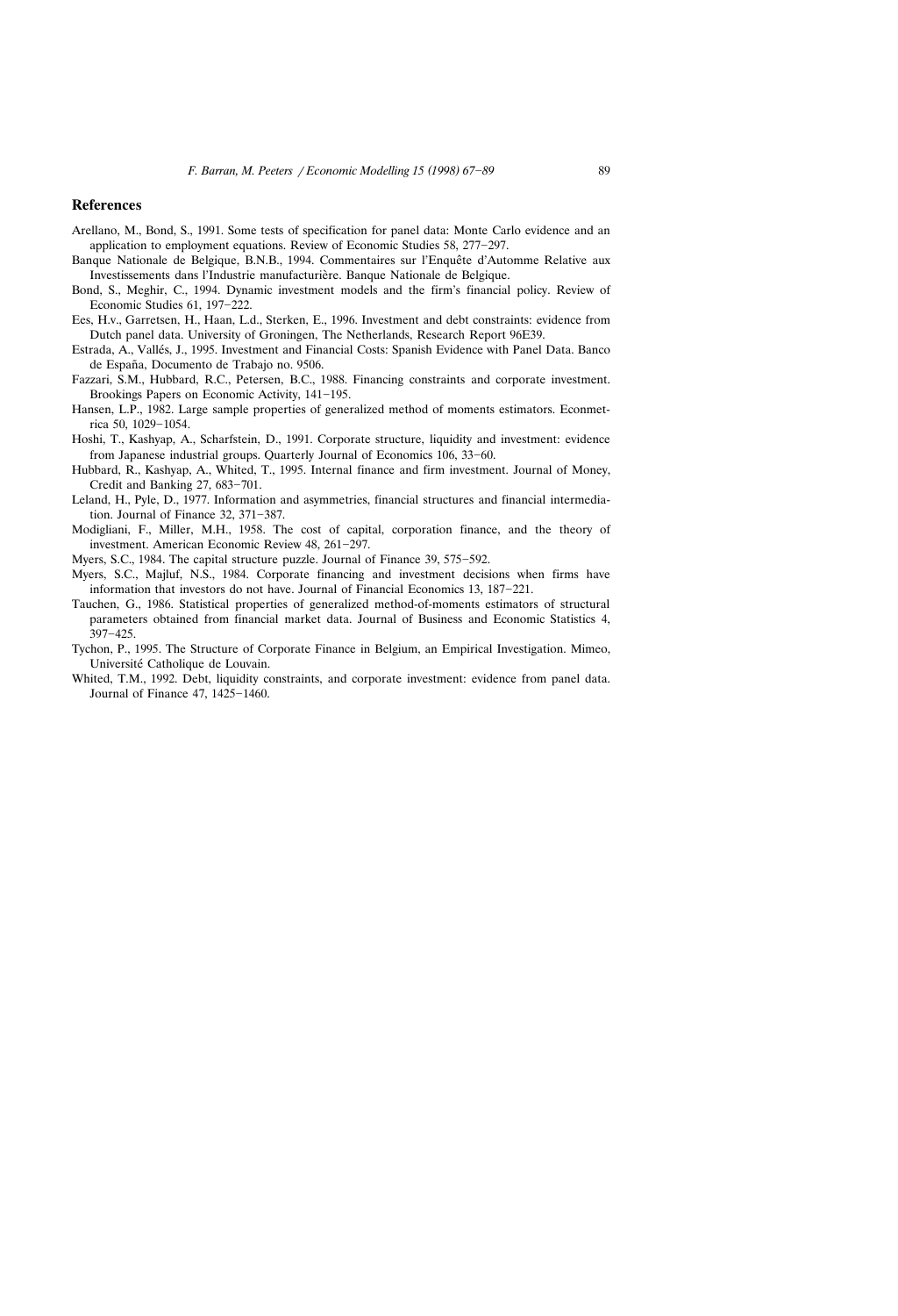## References

Arellano, M., Bond, S., 1991. Some tests of specification for panel data: Monte Carlo evidence and an application to employment equations. Review of Economic Studies 58, 277–297.

Banque Nationale de Belgique, B.N.B., 1994. Commentaires sur l'Enquête d'Automme Relative aux Investissements dans l'Industrie manufacturière. Banque Nationale de Belgique.

Bond, S., Meghir, C., 1994. Dynamic investment models and the firm's financial policy. Review of Economic Studies 61, 197–222.

Ees, H.v., Garretsen, H., Haan, L.d., Sterken, E., 1996. Investment and debt constraints: evidence from Dutch panel data. University of Groningen, The Netherlands, Research Report 96E39.

Estrada, A., Vallés, J., 1995. Investment and Financial Costs: Spanish Evidence with Panel Data. Banco de España, Documento de Trabajo no. 9506.

Fazzari, S.M., Hubbard, R.C., Petersen, B.C., 1988. Financing constraints and corporate investment. Brookings Papers on Economic Activity, 141–195.

Hansen, L.P., 1982. Large sample properties of generalized method of moments estimators. Econmetrica 50, 1029–1054.

Hoshi, T., Kashyap, A., Scharfstein, D., 1991. Corporate structure, liquidity and investment: evidence from Japanese industrial groups. Quarterly Journal of Economics 106, 33–60.

Hubbard, R., Kashyap, A., Whited, T., 1995. Internal finance and firm investment. Journal of Money, Credit and Banking 27, 683–701.

Leland, H., Pyle, D., 1977. Information and asymmetries, financial structures and financial intermediation. Journal of Finance 32, 371–387.

Modigliani, F., Miller, M.H., 1958. The cost of capital, corporation finance, and the theory of investment. American Economic Review 48, 261–297.

Myers, S.C., 1984. The capital structure puzzle. Journal of Finance 39, 575–592.

Myers, S.C., Majluf, N.S., 1984. Corporate financing and investment decisions when firms have information that investors do not have. Journal of Financial Economics 13, 187–221.

Tauchen, G., 1986. Statistical properties of generalized method-of-moments estimators of structural parameters obtained from financial market data. Journal of Business and Economic Statistics 4, 397–425.

Tychon, P., 1995. The Structure of Corporate Finance in Belgium, an Empirical Investigation. Mimeo, Université Catholique de Louvain.

Whited, T.M., 1992. Debt, liquidity constraints, and corporate investment: evidence from panel data. Journal of Finance 47, 1425–1460.